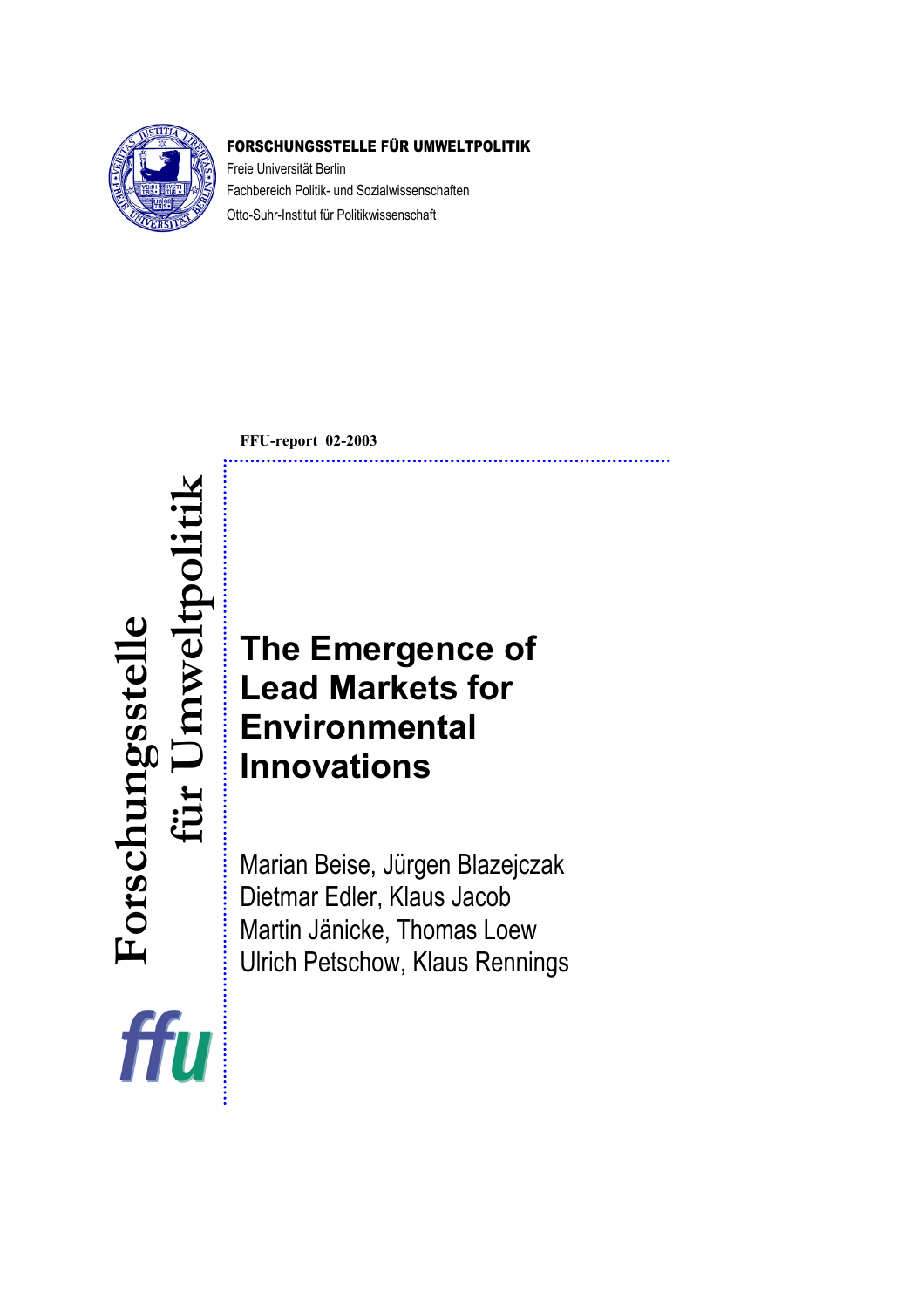**FORSCHUNGSSTELLE FÜR UMWELTPOLITIK**

Freie Universität Berlin

Fachbereich Politik- und Sozialwissenschaften

Otto-Suhr-Institut für Politikwissenschaft

Forschungsstelle für Umweltpolitik

**FFU-report 02-2003**

# The Emergence of Lead Markets for Environmental Innovations

Marian Beise, Jürgen Blazejczak
Dietmar Edler, Klaus Jacob
Martin Jänicke, Thomas Loew
Ulrich Petschow, Klaus Rennings

ffu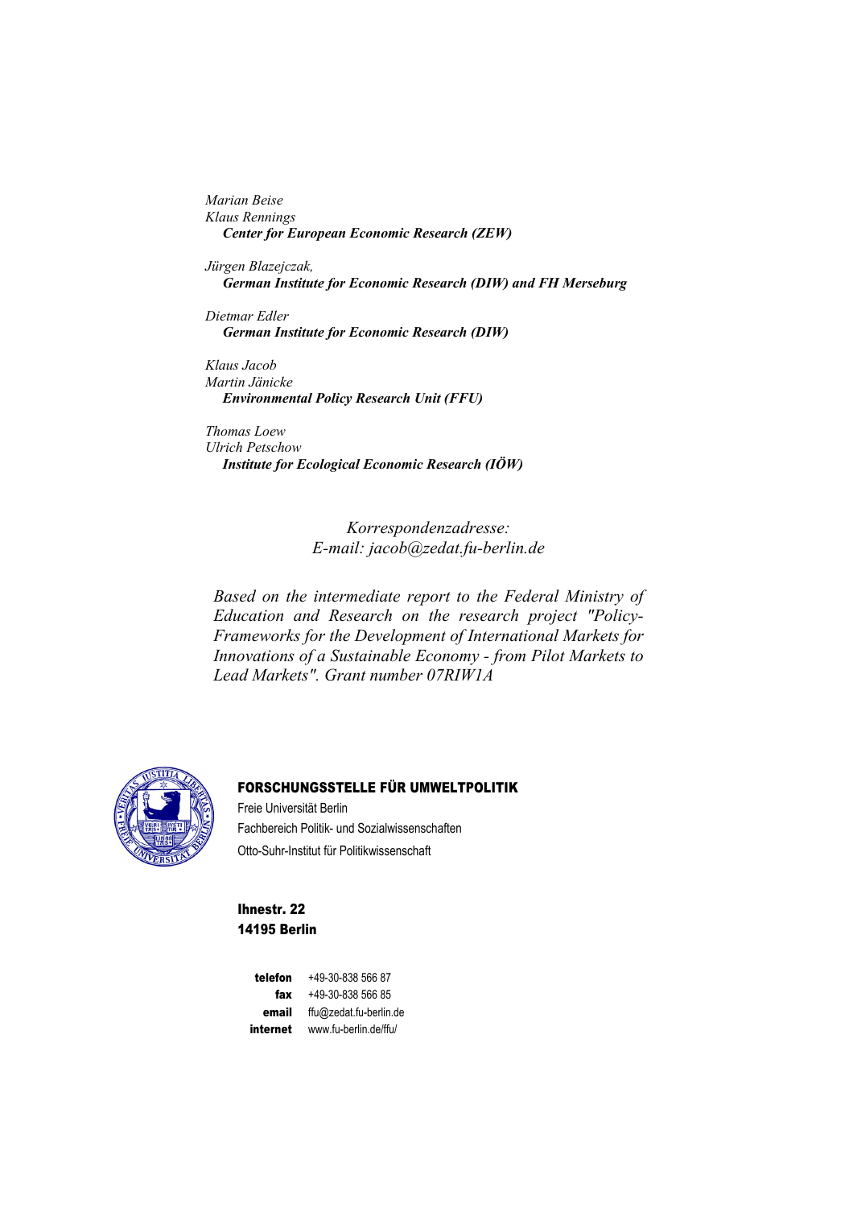*Marian Beise*
*Klaus Rennings*
***Center for European Economic Research (ZEW)***

*Jürgen Blazejczak,*
***German Institute for Economic Research (DIW) and FH Merseburg***

*Dietmar Edler*
***German Institute for Economic Research (DIW)***

*Klaus Jacob*
*Martin Jänicke*
***Environmental Policy Research Unit (FFU)***

*Thomas Loew*
*Ulrich Petschow*
***Institute for Ecological Economic Research (IÖW)***

*Korrespondenzadresse:*
*E-mail: jacob@zedat.fu-berlin.de*

*Based on the intermediate report to the Federal Ministry of Education and Research on the research project "Policy-Frameworks for the Development of International Markets for Innovations of a Sustainable Economy - from Pilot Markets to Lead Markets". Grant number 07RIW1A*

**FORSCHUNGSSTELLE FÜR UMWELTPOLITIK**
Freie Universität Berlin
Fachbereich Politik- und Sozialwissenschaften
Otto-Suhr-Institut für Politikwissenschaft

**Ihnestr. 22**
**14195 Berlin**

**telefon** +49-30-838 566 87
**fax** +49-30-838 566 85
**email** ffu@zedat.fu-berlin.de
**internet** www.fu-berlin.de/ffu/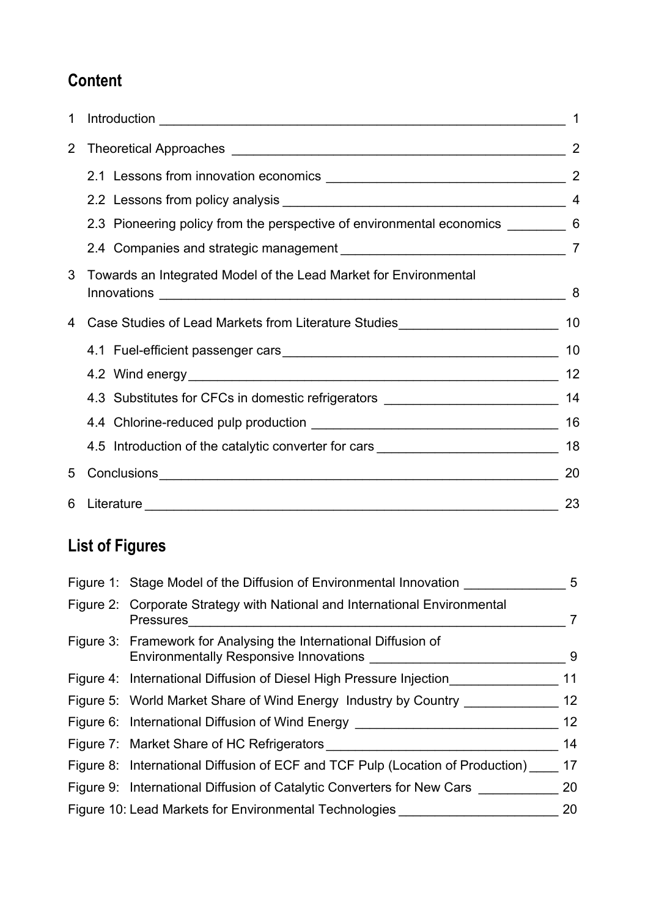## Content

| | | |
|---|---|---|
| 1 | Introduction | 1 |
| 2 | Theoretical Approaches | 2 |
| | 2.1 Lessons from innovation economics | 2 |
| | 2.2 Lessons from policy analysis | 4 |
| | 2.3 Pioneering policy from the perspective of environmental economics | 6 |
| | 2.4 Companies and strategic management | 7 |
| 3 | Towards an Integrated Model of the Lead Market for Environmental Innovations | 8 |
| 4 | Case Studies of Lead Markets from Literature Studies | 10 |
| | 4.1 Fuel-efficient passenger cars | 10 |
| | 4.2 Wind energy | 12 |
| | 4.3 Substitutes for CFCs in domestic refrigerators | 14 |
| | 4.4 Chlorine-reduced pulp production | 16 |
| | 4.5 Introduction of the catalytic converter for cars | 18 |
| 5 | Conclusions | 20 |
| 6 | Literature | 23 |

## List of Figures

| | | |
|---|---|---|
| Figure 1: | Stage Model of the Diffusion of Environmental Innovation | 5 |
| Figure 2: | Corporate Strategy with National and International Environmental Pressures | 7 |
| Figure 3: | Framework for Analysing the International Diffusion of Environmentally Responsive Innovations | 9 |
| Figure 4: | International Diffusion of Diesel High Pressure Injection | 11 |
| Figure 5: | World Market Share of Wind Energy Industry by Country | 12 |
| Figure 6: | International Diffusion of Wind Energy | 12 |
| Figure 7: | Market Share of HC Refrigerators | 14 |
| Figure 8: | International Diffusion of ECF and TCF Pulp (Location of Production) | 17 |
| Figure 9: | International Diffusion of Catalytic Converters for New Cars | 20 |
| Figure 10: | Lead Markets for Environmental Technologies | 20 |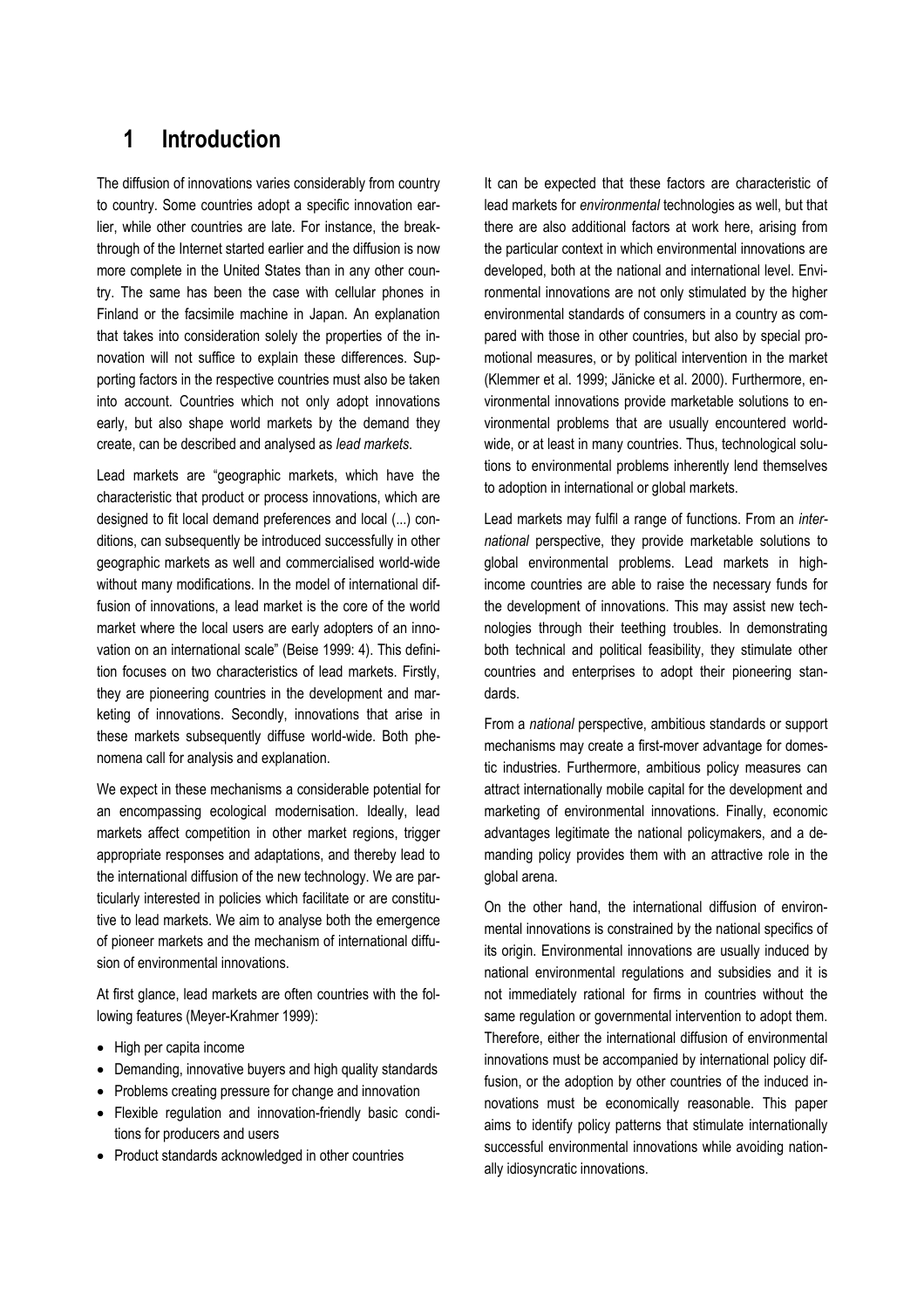# 1 Introduction

The diffusion of innovations varies considerably from country to country. Some countries adopt a specific innovation earlier, while other countries are late. For instance, the breakthrough of the Internet started earlier and the diffusion is now more complete in the United States than in any other country. The same has been the case with cellular phones in Finland or the facsimile machine in Japan. An explanation that takes into consideration solely the properties of the innovation will not suffice to explain these differences. Supporting factors in the respective countries must also be taken into account. Countries which not only adopt innovations early, but also shape world markets by the demand they create, can be described and analysed as *lead markets*.

Lead markets are "geographic markets, which have the characteristic that product or process innovations, which are designed to fit local demand preferences and local (...) conditions, can subsequently be introduced successfully in other geographic markets as well and commercialised world-wide without many modifications. In the model of international diffusion of innovations, a lead market is the core of the world market where the local users are early adopters of an innovation on an international scale" (Beise 1999: 4). This definition focuses on two characteristics of lead markets. Firstly, they are pioneering countries in the development and marketing of innovations. Secondly, innovations that arise in these markets subsequently diffuse world-wide. Both phenomena call for analysis and explanation.

We expect in these mechanisms a considerable potential for an encompassing ecological modernisation. Ideally, lead markets affect competition in other market regions, trigger appropriate responses and adaptations, and thereby lead to the international diffusion of the new technology. We are particularly interested in policies which facilitate or are constitutive to lead markets. We aim to analyse both the emergence of pioneer markets and the mechanism of international diffusion of environmental innovations.

At first glance, lead markets are often countries with the following features (Meyer-Krahmer 1999):

- High per capita income
- Demanding, innovative buyers and high quality standards
- Problems creating pressure for change and innovation
- Flexible regulation and innovation-friendly basic conditions for producers and users
- Product standards acknowledged in other countries

It can be expected that these factors are characteristic of lead markets for *environmental* technologies as well, but that there are also additional factors at work here, arising from the particular context in which environmental innovations are developed, both at the national and international level. Environmental innovations are not only stimulated by the higher environmental standards of consumers in a country as compared with those in other countries, but also by special promotional measures, or by political intervention in the market (Klemmer et al. 1999; Jänicke et al. 2000). Furthermore, environmental innovations provide marketable solutions to environmental problems that are usually encountered worldwide, or at least in many countries. Thus, technological solutions to environmental problems inherently lend themselves to adoption in international or global markets.

Lead markets may fulfil a range of functions. From an *international* perspective, they provide marketable solutions to global environmental problems. Lead markets in high-income countries are able to raise the necessary funds for the development of innovations. This may assist new technologies through their teething troubles. In demonstrating both technical and political feasibility, they stimulate other countries and enterprises to adopt their pioneering standards.

From a *national* perspective, ambitious standards or support mechanisms may create a first-mover advantage for domestic industries. Furthermore, ambitious policy measures can attract internationally mobile capital for the development and marketing of environmental innovations. Finally, economic advantages legitimate the national policymakers, and a demanding policy provides them with an attractive role in the global arena.

On the other hand, the international diffusion of environmental innovations is constrained by the national specifics of its origin. Environmental innovations are usually induced by national environmental regulations and subsidies and it is not immediately rational for firms in countries without the same regulation or governmental intervention to adopt them. Therefore, either the international diffusion of environmental innovations must be accompanied by international policy diffusion, or the adoption by other countries of the induced innovations must be economically reasonable. This paper aims to identify policy patterns that stimulate internationally successful environmental innovations while avoiding nationally idiosyncratic innovations.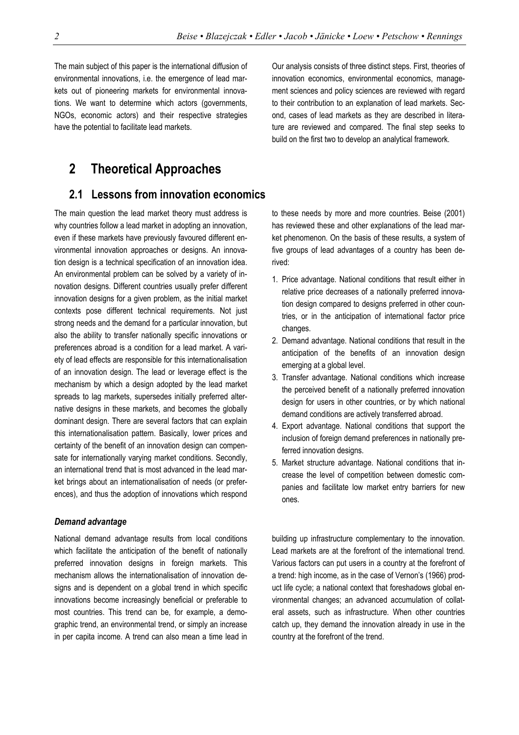The main subject of this paper is the international diffusion of environmental innovations, i.e. the emergence of lead markets out of pioneering markets for environmental innovations. We want to determine which actors (governments, NGOs, economic actors) and their respective strategies have the potential to facilitate lead markets.

Our analysis consists of three distinct steps. First, theories of innovation economics, environmental economics, management sciences and policy sciences are reviewed with regard to their contribution to an explanation of lead markets. Second, cases of lead markets as they are described in literature are reviewed and compared. The final step seeks to build on the first two to develop an analytical framework.

# 2 Theoretical Approaches

## 2.1 Lessons from innovation economics

The main question the lead market theory must address is why countries follow a lead market in adopting an innovation, even if these markets have previously favoured different environmental innovation approaches or designs. An innovation design is a technical specification of an innovation idea. An environmental problem can be solved by a variety of innovation designs. Different countries usually prefer different innovation designs for a given problem, as the initial market contexts pose different technical requirements. Not just strong needs and the demand for a particular innovation, but also the ability to transfer nationally specific innovations or preferences abroad is a condition for a lead market. A variety of lead effects are responsible for this internationalisation of an innovation design. The lead or leverage effect is the mechanism by which a design adopted by the lead market spreads to lag markets, supersedes initially preferred alternative designs in these markets, and becomes the globally dominant design. There are several factors that can explain this internationalisation pattern. Basically, lower prices and certainty of the benefit of an innovation design can compensate for internationally varying market conditions. Secondly, an international trend that is most advanced in the lead market brings about an internationalisation of needs (or preferences), and thus the adoption of innovations which respond to these needs by more and more countries. Beise (2001) has reviewed these and other explanations of the lead market phenomenon. On the basis of these results, a system of five groups of lead advantages of a country has been derived:

1. Price advantage. National conditions that result either in relative price decreases of a nationally preferred innovation design compared to designs preferred in other countries, or in the anticipation of international factor price changes.
2. Demand advantage. National conditions that result in the anticipation of the benefits of an innovation design emerging at a global level.
3. Transfer advantage. National conditions which increase the perceived benefit of a nationally preferred innovation design for users in other countries, or by which national demand conditions are actively transferred abroad.
4. Export advantage. National conditions that support the inclusion of foreign demand preferences in nationally preferred innovation designs.
5. Market structure advantage. National conditions that increase the level of competition between domestic companies and facilitate low market entry barriers for new ones.

### *Demand advantage*

National demand advantage results from local conditions which facilitate the anticipation of the benefit of nationally preferred innovation designs in foreign markets. This mechanism allows the internationalisation of innovation designs and is dependent on a global trend in which specific innovations become increasingly beneficial or preferable to most countries. This trend can be, for example, a demographic trend, an environmental trend, or simply an increase in per capita income. A trend can also mean a time lead in building up infrastructure complementary to the innovation. Lead markets are at the forefront of the international trend. Various factors can put users in a country at the forefront of a trend: high income, as in the case of Vernon's (1966) product life cycle; a national context that foreshadows global environmental changes; an advanced accumulation of collateral assets, such as infrastructure. When other countries catch up, they demand the innovation already in use in the country at the forefront of the trend.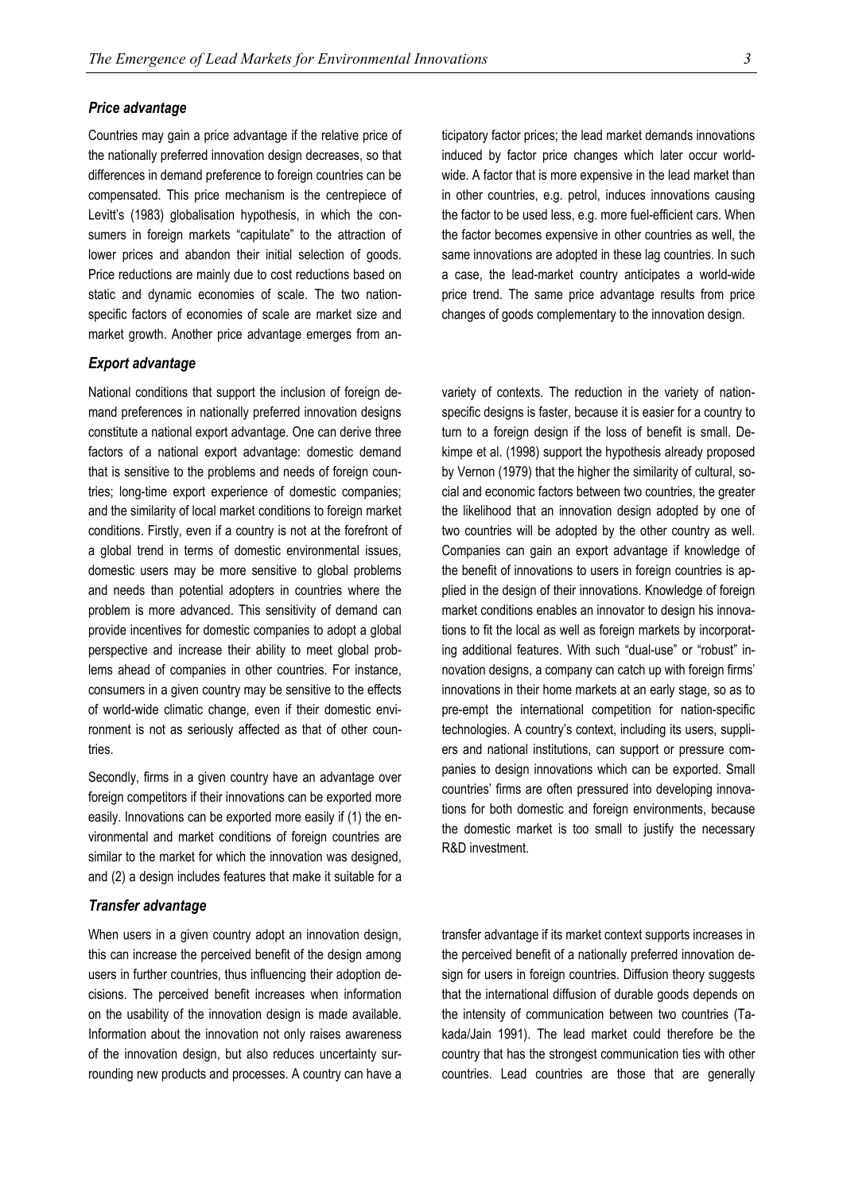### *Price advantage*

Countries may gain a price advantage if the relative price of the nationally preferred innovation design decreases, so that differences in demand preference to foreign countries can be compensated. This price mechanism is the centrepiece of Levitt's (1983) globalisation hypothesis, in which the consumers in foreign markets "capitulate" to the attraction of lower prices and abandon their initial selection of goods. Price reductions are mainly due to cost reductions based on static and dynamic economies of scale. The two nation-specific factors of economies of scale are market size and market growth. Another price advantage emerges from anticipatory factor prices; the lead market demands innovations induced by factor price changes which later occur world-wide. A factor that is more expensive in the lead market than in other countries, e.g. petrol, induces innovations causing the factor to be used less, e.g. more fuel-efficient cars. When the factor becomes expensive in other countries as well, the same innovations are adopted in these lag countries. In such a case, the lead-market country anticipates a world-wide price trend. The same price advantage results from price changes of goods complementary to the innovation design.

### *Export advantage*

National conditions that support the inclusion of foreign demand preferences in nationally preferred innovation designs constitute a national export advantage. One can derive three factors of a national export advantage: domestic demand that is sensitive to the problems and needs of foreign countries; long-time export experience of domestic companies; and the similarity of local market conditions to foreign market conditions. Firstly, even if a country is not at the forefront of a global trend in terms of domestic environmental issues, domestic users may be more sensitive to global problems and needs than potential adopters in countries where the problem is more advanced. This sensitivity of demand can provide incentives for domestic companies to adopt a global perspective and increase their ability to meet global problems ahead of companies in other countries. For instance, consumers in a given country may be sensitive to the effects of world-wide climatic change, even if their domestic environment is not as seriously affected as that of other countries.

Secondly, firms in a given country have an advantage over foreign competitors if their innovations can be exported more easily. Innovations can be exported more easily if (1) the environmental and market conditions of foreign countries are similar to the market for which the innovation was designed, and (2) a design includes features that make it suitable for a variety of contexts. The reduction in the variety of nation-specific designs is faster, because it is easier for a country to turn to a foreign design if the loss of benefit is small. Dekimpe et al. (1998) support the hypothesis already proposed by Vernon (1979) that the higher the similarity of cultural, social and economic factors between two countries, the greater the likelihood that an innovation design adopted by one of two countries will be adopted by the other country as well. Companies can gain an export advantage if knowledge of the benefit of innovations to users in foreign countries is applied in the design of their innovations. Knowledge of foreign market conditions enables an innovator to design his innovations to fit the local as well as foreign markets by incorporating additional features. With such "dual-use" or "robust" innovation designs, a company can catch up with foreign firms' innovations in their home markets at an early stage, so as to pre-empt the international competition for nation-specific technologies. A country's context, including its users, suppliers and national institutions, can support or pressure companies to design innovations which can be exported. Small countries' firms are often pressured into developing innovations for both domestic and foreign environments, because the domestic market is too small to justify the necessary R&D investment.

### *Transfer advantage*

When users in a given country adopt an innovation design, this can increase the perceived benefit of the design among users in further countries, thus influencing their adoption decisions. The perceived benefit increases when information on the usability of the innovation design is made available. Information about the innovation not only raises awareness of the innovation design, but also reduces uncertainty surrounding new products and processes. A country can have a transfer advantage if its market context supports increases in the perceived benefit of a nationally preferred innovation design for users in foreign countries. Diffusion theory suggests that the international diffusion of durable goods depends on the intensity of communication between two countries (Takada/Jain 1991). The lead market could therefore be the country that has the strongest communication ties with other countries. Lead countries are those that are generally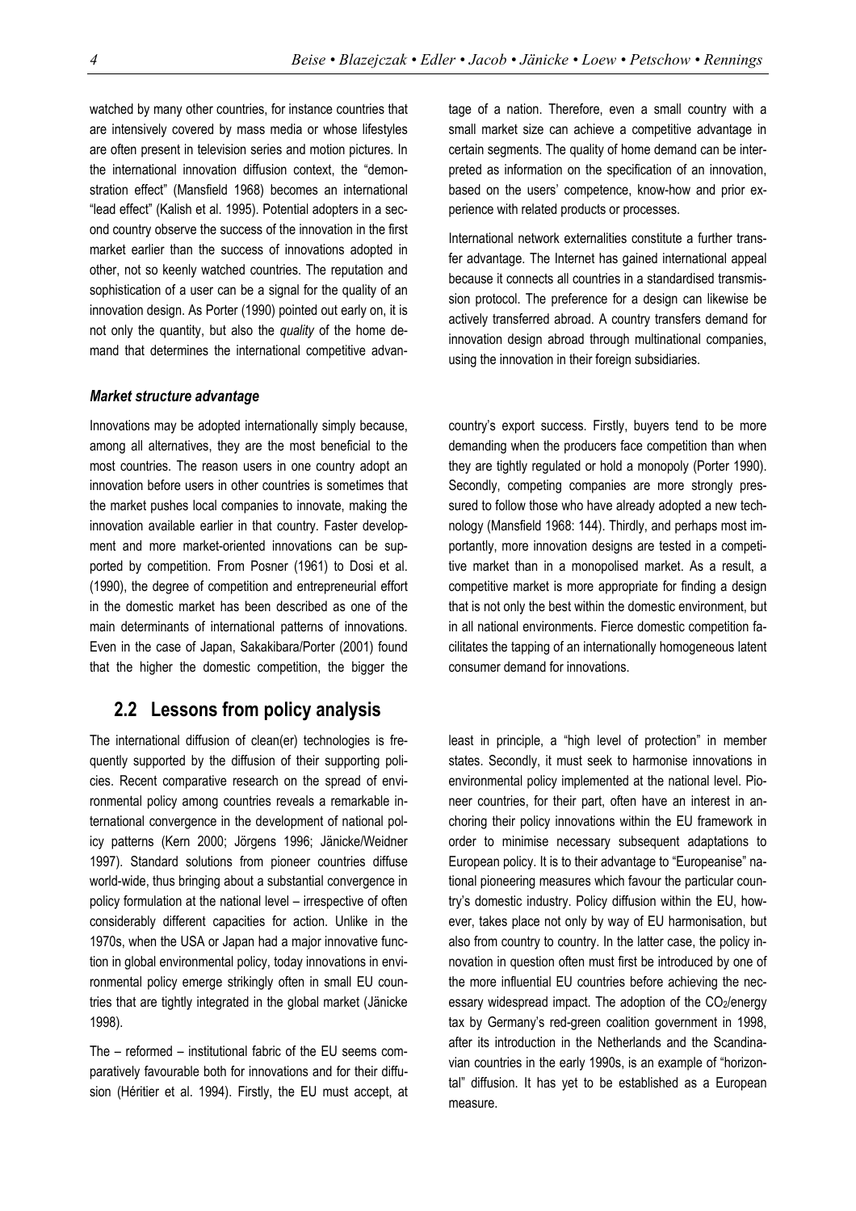watched by many other countries, for instance countries that are intensively covered by mass media or whose lifestyles are often present in television series and motion pictures. In the international innovation diffusion context, the "demonstration effect" (Mansfield 1968) becomes an international "lead effect" (Kalish et al. 1995). Potential adopters in a second country observe the success of the innovation in the first market earlier than the success of innovations adopted in other, not so keenly watched countries. The reputation and sophistication of a user can be a signal for the quality of an innovation design. As Porter (1990) pointed out early on, it is not only the quantity, but also the *quality* of the home demand that determines the international competitive advantage of a nation. Therefore, even a small country with a small market size can achieve a competitive advantage in certain segments. The quality of home demand can be interpreted as information on the specification of an innovation, based on the users' competence, know-how and prior experience with related products or processes.

International network externalities constitute a further transfer advantage. The Internet has gained international appeal because it connects all countries in a standardised transmission protocol. The preference for a design can likewise be actively transferred abroad. A country transfers demand for innovation design abroad through multinational companies, using the innovation in their foreign subsidiaries.

***Market structure advantage***

Innovations may be adopted internationally simply because, among all alternatives, they are the most beneficial to the most countries. The reason users in one country adopt an innovation before users in other countries is sometimes that the market pushes local companies to innovate, making the innovation available earlier in that country. Faster development and more market-oriented innovations can be supported by competition. From Posner (1961) to Dosi et al. (1990), the degree of competition and entrepreneurial effort in the domestic market has been described as one of the main determinants of international patterns of innovations. Even in the case of Japan, Sakakibara/Porter (2001) found that the higher the domestic competition, the bigger the country's export success. Firstly, buyers tend to be more demanding when the producers face competition than when they are tightly regulated or hold a monopoly (Porter 1990). Secondly, competing companies are more strongly pressured to follow those who have already adopted a new technology (Mansfield 1968: 144). Thirdly, and perhaps most importantly, more innovation designs are tested in a competitive market than in a monopolised market. As a result, a competitive market is more appropriate for finding a design that is not only the best within the domestic environment, but in all national environments. Fierce domestic competition facilitates the tapping of an internationally homogeneous latent consumer demand for innovations.

## 2.2 Lessons from policy analysis

The international diffusion of clean(er) technologies is frequently supported by the diffusion of their supporting policies. Recent comparative research on the spread of environmental policy among countries reveals a remarkable international convergence in the development of national policy patterns (Kern 2000; Jörgens 1996; Jänicke/Weidner 1997). Standard solutions from pioneer countries diffuse world-wide, thus bringing about a substantial convergence in policy formulation at the national level – irrespective of often considerably different capacities for action. Unlike in the 1970s, when the USA or Japan had a major innovative function in global environmental policy, today innovations in environmental policy emerge strikingly often in small EU countries that are tightly integrated in the global market (Jänicke 1998).

The – reformed – institutional fabric of the EU seems comparatively favourable both for innovations and for their diffusion (Héritier et al. 1994). Firstly, the EU must accept, at least in principle, a "high level of protection" in member states. Secondly, it must seek to harmonise innovations in environmental policy implemented at the national level. Pioneer countries, for their part, often have an interest in anchoring their policy innovations within the EU framework in order to minimise necessary subsequent adaptations to European policy. It is to their advantage to "Europeanise" national pioneering measures which favour the particular country's domestic industry. Policy diffusion within the EU, however, takes place not only by way of EU harmonisation, but also from country to country. In the latter case, the policy innovation in question often must first be introduced by one of the more influential EU countries before achieving the necessary widespread impact. The adoption of the $CO_2$/energy tax by Germany's red-green coalition government in 1998, after its introduction in the Netherlands and the Scandinavian countries in the early 1990s, is an example of "horizontal" diffusion. It has yet to be established as a European measure.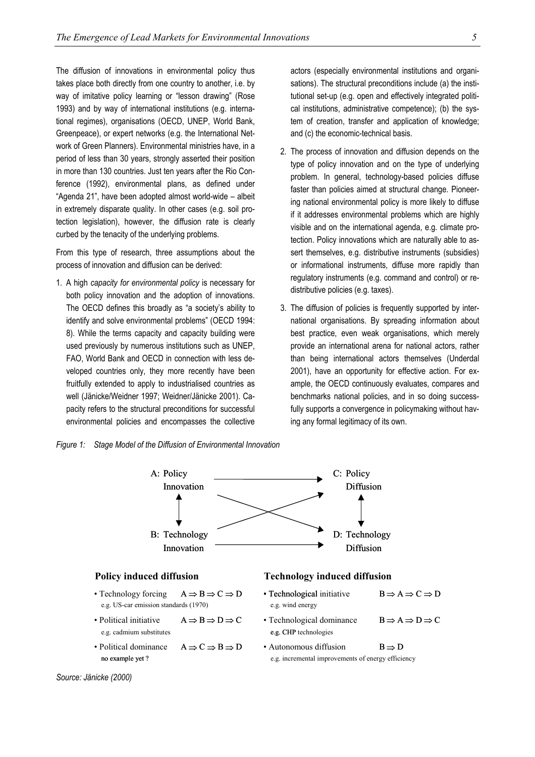The diffusion of innovations in environmental policy thus takes place both directly from one country to another, i.e. by way of imitative policy learning or "lesson drawing" (Rose 1993) and by way of international institutions (e.g. international regimes), organisations (OECD, UNEP, World Bank, Greenpeace), or expert networks (e.g. the International Network of Green Planners). Environmental ministries have, in a period of less than 30 years, strongly asserted their position in more than 130 countries. Just ten years after the Rio Conference (1992), environmental plans, as defined under "Agenda 21", have been adopted almost world-wide – albeit in extremely disparate quality. In other cases (e.g. soil protection legislation), however, the diffusion rate is clearly curbed by the tenacity of the underlying problems.

From this type of research, three assumptions about the process of innovation and diffusion can be derived:

1. A high *capacity for environmental policy* is necessary for both policy innovation and the adoption of innovations. The OECD defines this broadly as "a society's ability to identify and solve environmental problems" (OECD 1994: 8). While the terms capacity and capacity building were used previously by numerous institutions such as UNEP, FAO, World Bank and OECD in connection with less developed countries only, they more recently have been fruitfully extended to apply to industrialised countries as well (Jänicke/Weidner 1997; Weidner/Jänicke 2001). Capacity refers to the structural preconditions for successful environmental policies and encompasses the collective actors (especially environmental institutions and organisations). The structural preconditions include (a) the institutional set-up (e.g. open and effectively integrated political institutions, administrative competence); (b) the system of creation, transfer and application of knowledge; and (c) the economic-technical basis.
2. The process of innovation and diffusion depends on the type of policy innovation and on the type of underlying problem. In general, technology-based policies diffuse faster than policies aimed at structural change. Pioneering national environmental policy is more likely to diffuse if it addresses environmental problems which are highly visible and on the international agenda, e.g. climate protection. Policy innovations which are naturally able to assert themselves, e.g. distributive instruments (subsidies) or informational instruments, diffuse more rapidly than regulatory instruments (e.g. command and control) or redistributive policies (e.g. taxes).
3. The diffusion of policies is frequently supported by international organisations. By spreading information about best practice, even weak organisations, which merely provide an international arena for national actors, rather than being international actors themselves (Underdal 2001), have an opportunity for effective action. For example, the OECD continuously evaluates, compares and benchmarks national policies, and in so doing successfully supports a convergence in policymaking without having any formal legitimacy of its own.

*Figure 1: Stage Model of the Diffusion of Environmental Innovation*

A: Policy Innovation → C: Policy Diffusion
B: Technology Innovation → D: Technology Diffusion

**Policy induced diffusion**

- Technology forcing $A \Rightarrow B \Rightarrow C \Rightarrow D$
  e.g. US-car emission standards (1970)
- Political initiative $A \Rightarrow B \Rightarrow D \Rightarrow C$
  e.g. cadmium substitutes
- Political dominance $A \Rightarrow C \Rightarrow B \Rightarrow D$
  no example yet ?

**Technology induced diffusion**

- Technological initiative $B \Rightarrow A \Rightarrow C \Rightarrow D$
  e.g. wind energy
- Technological dominance $B \Rightarrow A \Rightarrow D \Rightarrow C$
  e.g. CHP technologies
- Autonomous diffusion $B \Rightarrow D$
  e.g. incremental improvements of energy efficiency

*Source: Jänicke (2000)*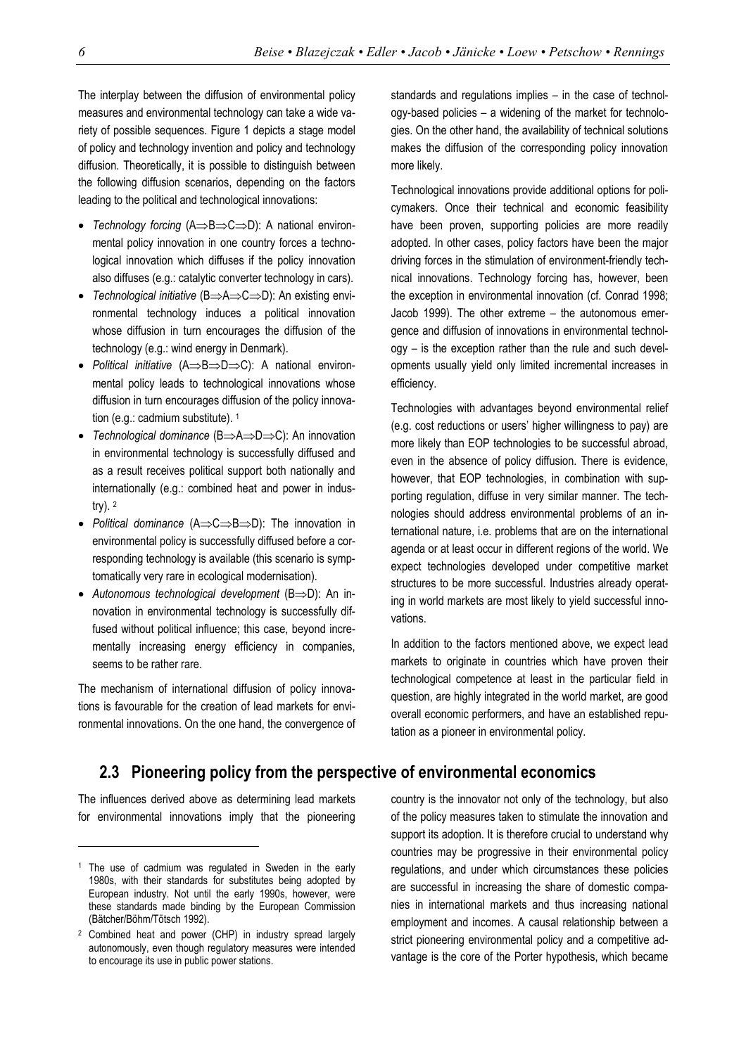The interplay between the diffusion of environmental policy measures and environmental technology can take a wide variety of possible sequences. Figure 1 depicts a stage model of policy and technology invention and policy and technology diffusion. Theoretically, it is possible to distinguish between the following diffusion scenarios, depending on the factors leading to the political and technological innovations:

- *Technology forcing* (A⇒B⇒C⇒D): A national environmental policy innovation in one country forces a technological innovation which diffuses if the policy innovation also diffuses (e.g.: catalytic converter technology in cars).
- *Technological initiative* (B⇒A⇒C⇒D): An existing environmental technology induces a political innovation whose diffusion in turn encourages the diffusion of the technology (e.g.: wind energy in Denmark).
- *Political initiative* (A⇒B⇒D⇒C): A national environmental policy leads to technological innovations whose diffusion in turn encourages diffusion of the policy innovation (e.g.: cadmium substitute). [1]
- *Technological dominance* (B⇒A⇒D⇒C): An innovation in environmental technology is successfully diffused and as a result receives political support both nationally and internationally (e.g.: combined heat and power in industry). [2]
- *Political dominance* (A⇒C⇒B⇒D): The innovation in environmental policy is successfully diffused before a corresponding technology is available (this scenario is symptomatically very rare in ecological modernisation).
- *Autonomous technological development* (B⇒D): An innovation in environmental technology is successfully diffused without political influence; this case, beyond incrementally increasing energy efficiency in companies, seems to be rather rare.

The mechanism of international diffusion of policy innovations is favourable for the creation of lead markets for environmental innovations. On the one hand, the convergence of standards and regulations implies – in the case of technology-based policies – a widening of the market for technologies. On the other hand, the availability of technical solutions makes the diffusion of the corresponding policy innovation more likely.

Technological innovations provide additional options for policymakers. Once their technical and economic feasibility have been proven, supporting policies are more readily adopted. In other cases, policy factors have been the major driving forces in the stimulation of environment-friendly technical innovations. Technology forcing has, however, been the exception in environmental innovation (cf. Conrad 1998; Jacob 1999). The other extreme – the autonomous emergence and diffusion of innovations in environmental technology – is the exception rather than the rule and such developments usually yield only limited incremental increases in efficiency.

Technologies with advantages beyond environmental relief (e.g. cost reductions or users' higher willingness to pay) are more likely than EOP technologies to be successful abroad, even in the absence of policy diffusion. There is evidence, however, that EOP technologies, in combination with supporting regulation, diffuse in very similar manner. The technologies should address environmental problems of an international nature, i.e. problems that are on the international agenda or at least occur in different regions of the world. We expect technologies developed under competitive market structures to be more successful. Industries already operating in world markets are most likely to yield successful innovations.

In addition to the factors mentioned above, we expect lead markets to originate in countries which have proven their technological competence at least in the particular field in question, are highly integrated in the world market, are good overall economic performers, and have an established reputation as a pioneer in environmental policy.

## 2.3 Pioneering policy from the perspective of environmental economics

The influences derived above as determining lead markets for environmental innovations imply that the pioneering country is the innovator not only of the technology, but also of the policy measures taken to stimulate the innovation and support its adoption. It is therefore crucial to understand why countries may be progressive in their environmental policy regulations, and under which circumstances these policies are successful in increasing the share of domestic companies in international markets and thus increasing national employment and incomes. A causal relationship between a strict pioneering environmental policy and a competitive advantage is the core of the Porter hypothesis, which became

---

[1] The use of cadmium was regulated in Sweden in the early 1980s, with their standards for substitutes being adopted by European industry. Not until the early 1990s, however, were these standards made binding by the European Commission (Bätcher/Böhm/Tötsch 1992).

[2] Combined heat and power (CHP) in industry spread largely autonomously, even though regulatory measures were intended to encourage its use in public power stations.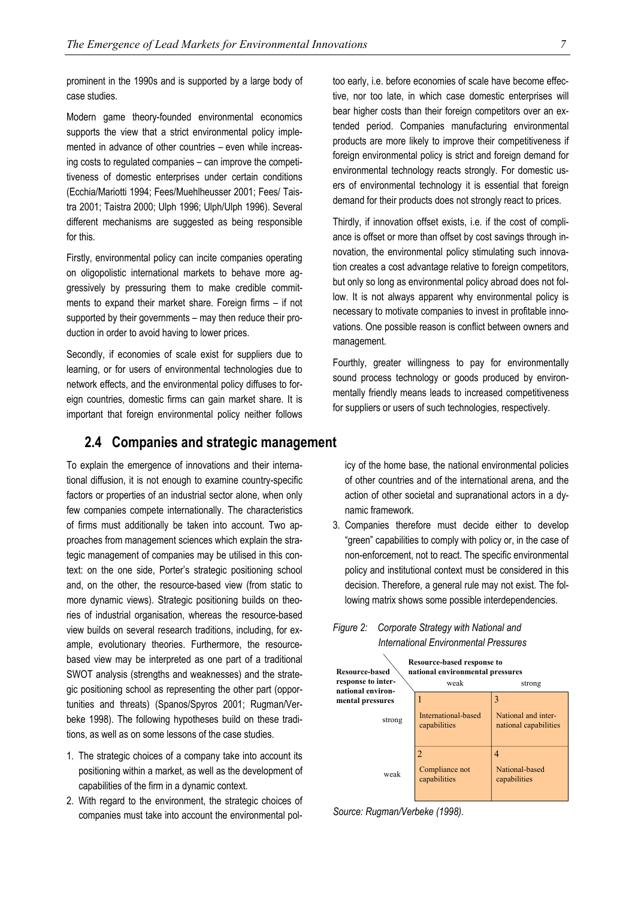prominent in the 1990s and is supported by a large body of case studies.

Modern game theory-founded environmental economics supports the view that a strict environmental policy implemented in advance of other countries – even while increasing costs to regulated companies – can improve the competitiveness of domestic enterprises under certain conditions (Ecchia/Mariotti 1994; Fees/Muehlheusser 2001; Fees/ Taistra 2001; Taistra 2000; Ulph 1996; Ulph/Ulph 1996). Several different mechanisms are suggested as being responsible for this.

Firstly, environmental policy can incite companies operating on oligopolistic international markets to behave more aggressively by pressuring them to make credible commitments to expand their market share. Foreign firms – if not supported by their governments – may then reduce their production in order to avoid having to lower prices.

Secondly, if economies of scale exist for suppliers due to learning, or for users of environmental technologies due to network effects, and the environmental policy diffuses to foreign countries, domestic firms can gain market share. It is important that foreign environmental policy neither follows too early, i.e. before economies of scale have become effective, nor too late, in which case domestic enterprises will bear higher costs than their foreign competitors over an extended period. Companies manufacturing environmental products are more likely to improve their competitiveness if foreign environmental policy is strict and foreign demand for environmental technology reacts strongly. For domestic users of environmental technology it is essential that foreign demand for their products does not strongly react to prices.

Thirdly, if innovation offset exists, i.e. if the cost of compliance is offset or more than offset by cost savings through innovation, the environmental policy stimulating such innovation creates a cost advantage relative to foreign competitors, but only so long as environmental policy abroad does not follow. It is not always apparent why environmental policy is necessary to motivate companies to invest in profitable innovations. One possible reason is conflict between owners and management.

Fourthly, greater willingness to pay for environmentally sound process technology or goods produced by environmentally friendly means leads to increased competitiveness for suppliers or users of such technologies, respectively.

## 2.4 Companies and strategic management

To explain the emergence of innovations and their international diffusion, it is not enough to examine country-specific factors or properties of an industrial sector alone, when only few companies compete internationally. The characteristics of firms must additionally be taken into account. Two approaches from management sciences which explain the strategic management of companies may be utilised in this context: on the one side, Porter's strategic positioning school and, on the other, the resource-based view (from static to more dynamic views). Strategic positioning builds on theories of industrial organisation, whereas the resource-based view builds on several research traditions, including, for example, evolutionary theories. Furthermore, the resource-based view may be interpreted as one part of a traditional SWOT analysis (strengths and weaknesses) and the strategic positioning school as representing the other part (opportunities and threats) (Spanos/Spyros 2001; Rugman/Verbeke 1998). The following hypotheses build on these traditions, as well as on some lessons of the case studies.

1. The strategic choices of a company take into account its positioning within a market, as well as the development of capabilities of the firm in a dynamic context.
2. With regard to the environment, the strategic choices of companies must take into account the environmental policy of the home base, the national environmental policies of other countries and of the international arena, and the action of other societal and supranational actors in a dynamic framework.
3. Companies therefore must decide either to develop "green" capabilities to comply with policy or, in the case of non-enforcement, not to react. The specific environmental policy and institutional context must be considered in this decision. Therefore, a general rule may not exist. The following matrix shows some possible interdependencies.

*Figure 2: Corporate Strategy with National and International Environmental Pressures*

| Resource-based response to international environmental pressures \ Resource-based response to national environmental pressures | weak | strong |
|---|---|---|
| strong | 1<br>International-based capabilities | 3<br>National and international capabilities |
| weak | 2<br>Compliance not capabilities | 4<br>National-based capabilities |

*Source: Rugman/Verbeke (1998).*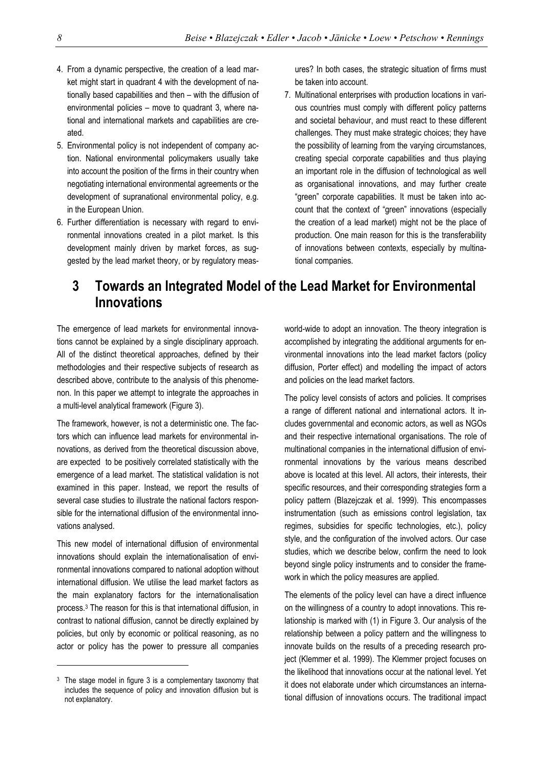4. From a dynamic perspective, the creation of a lead market might start in quadrant 4 with the development of nationally based capabilities and then – with the diffusion of environmental policies – move to quadrant 3, where national and international markets and capabilities are created.
5. Environmental policy is not independent of company action. National environmental policymakers usually take into account the position of the firms in their country when negotiating international environmental agreements or the development of supranational environmental policy, e.g. in the European Union.
6. Further differentiation is necessary with regard to environmental innovations created in a pilot market. Is this development mainly driven by market forces, as suggested by the lead market theory, or by regulatory measures? In both cases, the strategic situation of firms must be taken into account.
7. Multinational enterprises with production locations in various countries must comply with different policy patterns and societal behaviour, and must react to these different challenges. They must make strategic choices; they have the possibility of learning from the varying circumstances, creating special corporate capabilities and thus playing an important role in the diffusion of technological as well as organisational innovations, and may further create "green" corporate capabilities. It must be taken into account that the context of "green" innovations (especially the creation of a lead market) might not be the place of production. One main reason for this is the transferability of innovations between contexts, especially by multinational companies.

# 3 Towards an Integrated Model of the Lead Market for Environmental Innovations

The emergence of lead markets for environmental innovations cannot be explained by a single disciplinary approach. All of the distinct theoretical approaches, defined by their methodologies and their respective subjects of research as described above, contribute to the analysis of this phenomenon. In this paper we attempt to integrate the approaches in a multi-level analytical framework (Figure 3).

The framework, however, is not a deterministic one. The factors which can influence lead markets for environmental innovations, as derived from the theoretical discussion above, are expected to be positively correlated statistically with the emergence of a lead market. The statistical validation is not examined in this paper. Instead, we report the results of several case studies to illustrate the national factors responsible for the international diffusion of the environmental innovations analysed.

This new model of international diffusion of environmental innovations should explain the internationalisation of environmental innovations compared to national adoption without international diffusion. We utilise the lead market factors as the main explanatory factors for the internationalisation process.[3] The reason for this is that international diffusion, in contrast to national diffusion, cannot be directly explained by policies, but only by economic or political reasoning, as no actor or policy has the power to pressure all companies world-wide to adopt an innovation. The theory integration is accomplished by integrating the additional arguments for environmental innovations into the lead market factors (policy diffusion, Porter effect) and modelling the impact of actors and policies on the lead market factors.

The policy level consists of actors and policies. It comprises a range of different national and international actors. It includes governmental and economic actors, as well as NGOs and their respective international organisations. The role of multinational companies in the international diffusion of environmental innovations by the various means described above is located at this level. All actors, their interests, their specific resources, and their corresponding strategies form a policy pattern (Blazejczak et al. 1999). This encompasses instrumentation (such as emissions control legislation, tax regimes, subsidies for specific technologies, etc.), policy style, and the configuration of the involved actors. Our case studies, which we describe below, confirm the need to look beyond single policy instruments and to consider the framework in which the policy measures are applied.

The elements of the policy level can have a direct influence on the willingness of a country to adopt innovations. This relationship is marked with (1) in Figure 3. Our analysis of the relationship between a policy pattern and the willingness to innovate builds on the results of a preceding research project (Klemmer et al. 1999). The Klemmer project focuses on the likelihood that innovations occur at the national level. Yet it does not elaborate under which circumstances an international diffusion of innovations occurs. The traditional impact

[3] The stage model in figure 3 is a complementary taxonomy that includes the sequence of policy and innovation diffusion but is not explanatory.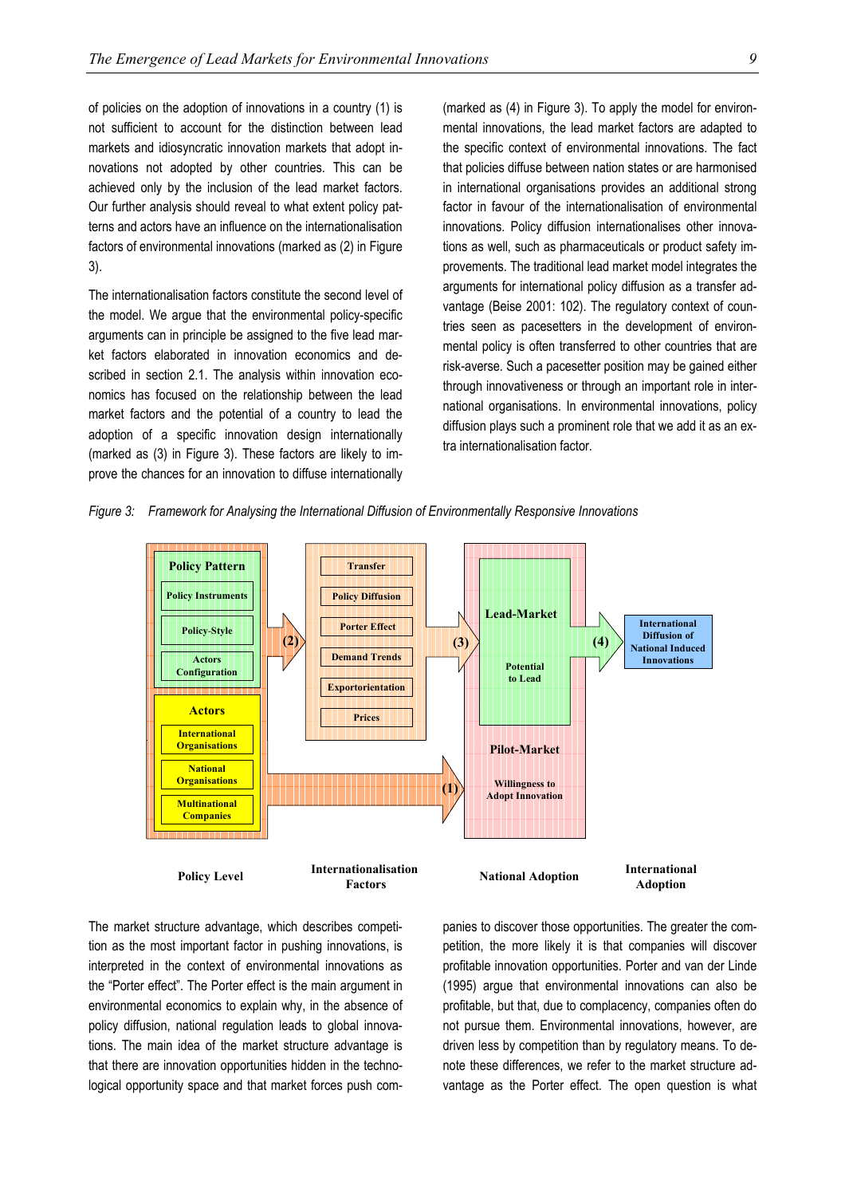of policies on the adoption of innovations in a country (1) is not sufficient to account for the distinction between lead markets and idiosyncratic innovation markets that adopt innovations not adopted by other countries. This can be achieved only by the inclusion of the lead market factors. Our further analysis should reveal to what extent policy patterns and actors have an influence on the internationalisation factors of environmental innovations (marked as (2) in Figure 3).

The internationalisation factors constitute the second level of the model. We argue that the environmental policy-specific arguments can in principle be assigned to the five lead market factors elaborated in innovation economics and described in section 2.1. The analysis within innovation economics has focused on the relationship between the lead market factors and the potential of a country to lead the adoption of a specific innovation design internationally (marked as (3) in Figure 3). These factors are likely to improve the chances for an innovation to diffuse internationally (marked as (4) in Figure 3). To apply the model for environmental innovations, the lead market factors are adapted to the specific context of environmental innovations. The fact that policies diffuse between nation states or are harmonised in international organisations provides an additional strong factor in favour of the internationalisation of environmental innovations. Policy diffusion internationalises other innovations as well, such as pharmaceuticals or product safety improvements. The traditional lead market model integrates the arguments for international policy diffusion as a transfer advantage (Beise 2001: 102). The regulatory context of countries seen as pacesetters in the development of environmental policy is often transferred to other countries that are risk-averse. Such a pacesetter position may be gained either through innovativeness or through an important role in international organisations. In environmental innovations, policy diffusion plays such a prominent role that we add it as an extra internationalisation factor.

*Figure 3: Framework for Analysing the International Diffusion of Environmentally Responsive Innovations*

The market structure advantage, which describes competition as the most important factor in pushing innovations, is interpreted in the context of environmental innovations as the "Porter effect". The Porter effect is the main argument in environmental economics to explain why, in the absence of policy diffusion, national regulation leads to global innovations. The main idea of the market structure advantage is that there are innovation opportunities hidden in the technological opportunity space and that market forces push companies to discover those opportunities. The greater the competition, the more likely it is that companies will discover profitable innovation opportunities. Porter and van der Linde (1995) argue that environmental innovations can also be profitable, but that, due to complacency, companies often do not pursue them. Environmental innovations, however, are driven less by competition than by regulatory means. To denote these differences, we refer to the market structure advantage as the Porter effect. The open question is what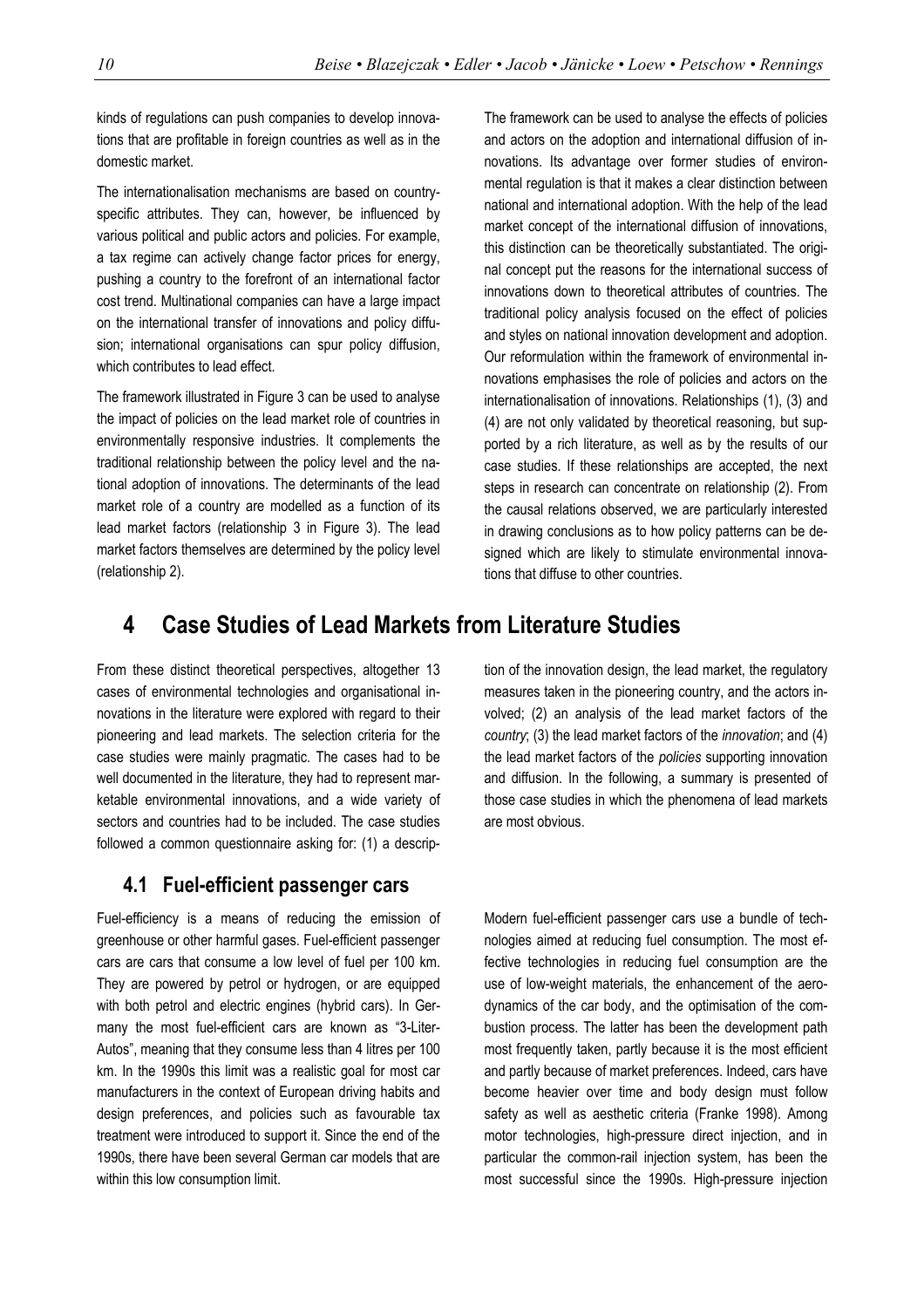kinds of regulations can push companies to develop innovations that are profitable in foreign countries as well as in the domestic market.

The internationalisation mechanisms are based on country-specific attributes. They can, however, be influenced by various political and public actors and policies. For example, a tax regime can actively change factor prices for energy, pushing a country to the forefront of an international factor cost trend. Multinational companies can have a large impact on the international transfer of innovations and policy diffusion; international organisations can spur policy diffusion, which contributes to lead effect.

The framework illustrated in Figure 3 can be used to analyse the impact of policies on the lead market role of countries in environmentally responsive industries. It complements the traditional relationship between the policy level and the national adoption of innovations. The determinants of the lead market role of a country are modelled as a function of its lead market factors (relationship 3 in Figure 3). The lead market factors themselves are determined by the policy level (relationship 2).

The framework can be used to analyse the effects of policies and actors on the adoption and international diffusion of innovations. Its advantage over former studies of environmental regulation is that it makes a clear distinction between national and international adoption. With the help of the lead market concept of the international diffusion of innovations, this distinction can be theoretically substantiated. The original concept put the reasons for the international success of innovations down to theoretical attributes of countries. The traditional policy analysis focused on the effect of policies and styles on national innovation development and adoption. Our reformulation within the framework of environmental innovations emphasises the role of policies and actors on the internationalisation of innovations. Relationships (1), (3) and (4) are not only validated by theoretical reasoning, but supported by a rich literature, as well as by the results of our case studies. If these relationships are accepted, the next steps in research can concentrate on relationship (2). From the causal relations observed, we are particularly interested in drawing conclusions as to how policy patterns can be designed which are likely to stimulate environmental innovations that diffuse to other countries.

# 4 Case Studies of Lead Markets from Literature Studies

From these distinct theoretical perspectives, altogether 13 cases of environmental technologies and organisational innovations in the literature were explored with regard to their pioneering and lead markets. The selection criteria for the case studies were mainly pragmatic. The cases had to be well documented in the literature, they had to represent marketable environmental innovations, and a wide variety of sectors and countries had to be included. The case studies followed a common questionnaire asking for: (1) a description of the innovation design, the lead market, the regulatory measures taken in the pioneering country, and the actors involved; (2) an analysis of the lead market factors of the *country*; (3) the lead market factors of the *innovation*; and (4) the lead market factors of the *policies* supporting innovation and diffusion. In the following, a summary is presented of those case studies in which the phenomena of lead markets are most obvious.

## 4.1 Fuel-efficient passenger cars

Fuel-efficiency is a means of reducing the emission of greenhouse or other harmful gases. Fuel-efficient passenger cars are cars that consume a low level of fuel per 100 km. They are powered by petrol or hydrogen, or are equipped with both petrol and electric engines (hybrid cars). In Germany the most fuel-efficient cars are known as "3-Liter-Autos", meaning that they consume less than 4 litres per 100 km. In the 1990s this limit was a realistic goal for most car manufacturers in the context of European driving habits and design preferences, and policies such as favourable tax treatment were introduced to support it. Since the end of the 1990s, there have been several German car models that are within this low consumption limit.

Modern fuel-efficient passenger cars use a bundle of technologies aimed at reducing fuel consumption. The most effective technologies in reducing fuel consumption are the use of low-weight materials, the enhancement of the aerodynamics of the car body, and the optimisation of the combustion process. The latter has been the development path most frequently taken, partly because it is the most efficient and partly because of market preferences. Indeed, cars have become heavier over time and body design must follow safety as well as aesthetic criteria (Franke 1998). Among motor technologies, high-pressure direct injection, and in particular the common-rail injection system, has been the most successful since the 1990s. High-pressure injection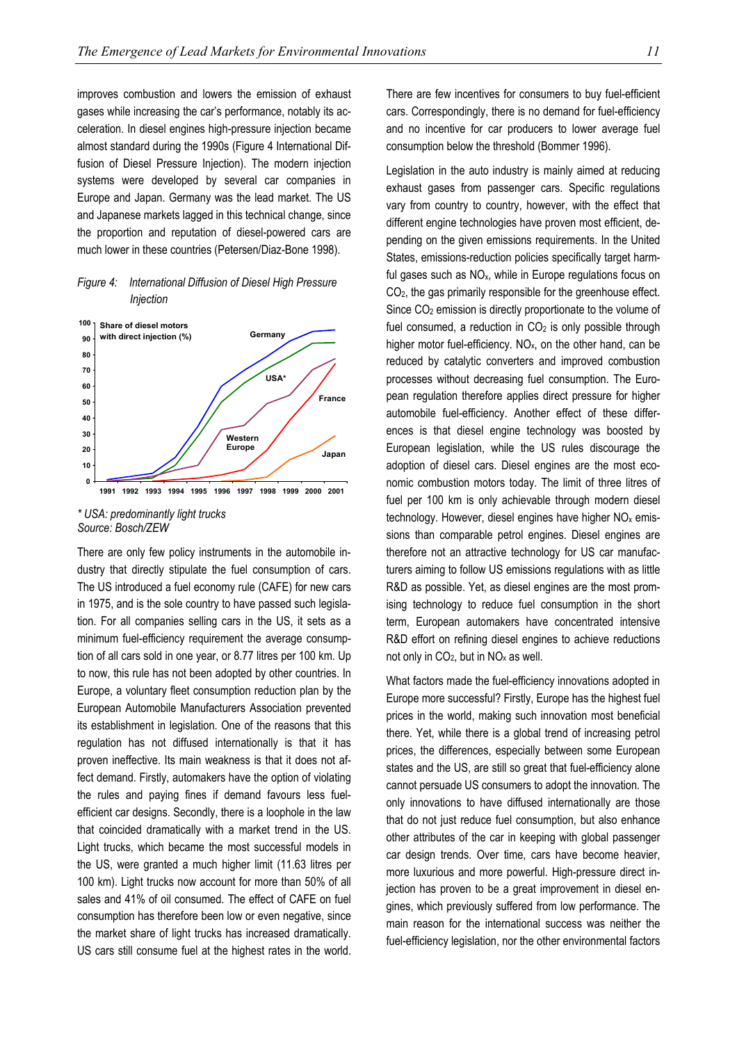improves combustion and lowers the emission of exhaust gases while increasing the car's performance, notably its acceleration. In diesel engines high-pressure injection became almost standard during the 1990s (Figure 4 International Diffusion of Diesel Pressure Injection). The modern injection systems were developed by several car companies in Europe and Japan. Germany was the lead market. The US and Japanese markets lagged in this technical change, since the proportion and reputation of diesel-powered cars are much lower in these countries (Petersen/Diaz-Bone 1998).

*Figure 4: International Diffusion of Diesel High Pressure Injection*

*\* USA: predominantly light trucks*
*Source: Bosch/ZEW*

There are only few policy instruments in the automobile industry that directly stipulate the fuel consumption of cars. The US introduced a fuel economy rule (CAFE) for new cars in 1975, and is the sole country to have passed such legislation. For all companies selling cars in the US, it sets as a minimum fuel-efficiency requirement the average consumption of all cars sold in one year, or 8.77 litres per 100 km. Up to now, this rule has not been adopted by other countries. In Europe, a voluntary fleet consumption reduction plan by the European Automobile Manufacturers Association prevented its establishment in legislation. One of the reasons that this regulation has not diffused internationally is that it has proven ineffective. Its main weakness is that it does not affect demand. Firstly, automakers have the option of violating the rules and paying fines if demand favours less fuel-efficient car designs. Secondly, there is a loophole in the law that coincided dramatically with a market trend in the US. Light trucks, which became the most successful models in the US, were granted a much higher limit (11.63 litres per 100 km). Light trucks now account for more than 50% of all sales and 41% of oil consumed. The effect of CAFE on fuel consumption has therefore been low or even negative, since the market share of light trucks has increased dramatically. US cars still consume fuel at the highest rates in the world. There are few incentives for consumers to buy fuel-efficient cars. Correspondingly, there is no demand for fuel-efficiency and no incentive for car producers to lower average fuel consumption below the threshold (Bommer 1996).

Legislation in the auto industry is mainly aimed at reducing exhaust gases from passenger cars. Specific regulations vary from country to country, however, with the effect that different engine technologies have proven most efficient, depending on the given emissions requirements. In the United States, emissions-reduction policies specifically target harmful gases such as $NO_x$, while in Europe regulations focus on $CO_2$, the gas primarily responsible for the greenhouse effect. Since $CO_2$ emission is directly proportionate to the volume of fuel consumed, a reduction in $CO_2$ is only possible through higher motor fuel-efficiency. $NO_x$, on the other hand, can be reduced by catalytic converters and improved combustion processes without decreasing fuel consumption. The European regulation therefore applies direct pressure for higher automobile fuel-efficiency. Another effect of these differences is that diesel engine technology was boosted by European legislation, while the US rules discourage the adoption of diesel cars. Diesel engines are the most economic combustion motors today. The limit of three litres of fuel per 100 km is only achievable through modern diesel technology. However, diesel engines have higher $NO_x$ emissions than comparable petrol engines. Diesel engines are therefore not an attractive technology for US car manufacturers aiming to follow US emissions regulations with as little R&D as possible. Yet, as diesel engines are the most promising technology to reduce fuel consumption in the short term, European automakers have concentrated intensive R&D effort on refining diesel engines to achieve reductions not only in $CO_2$, but in $NO_x$ as well.

What factors made the fuel-efficiency innovations adopted in Europe more successful? Firstly, Europe has the highest fuel prices in the world, making such innovation most beneficial there. Yet, while there is a global trend of increasing petrol prices, the differences, especially between some European states and the US, are still so great that fuel-efficiency alone cannot persuade US consumers to adopt the innovation. The only innovations to have diffused internationally are those that do not just reduce fuel consumption, but also enhance other attributes of the car in keeping with global passenger car design trends. Over time, cars have become heavier, more luxurious and more powerful. High-pressure direct injection has proven to be a great improvement in diesel engines, which previously suffered from low performance. The main reason for the international success was neither the fuel-efficiency legislation, nor the other environmental factors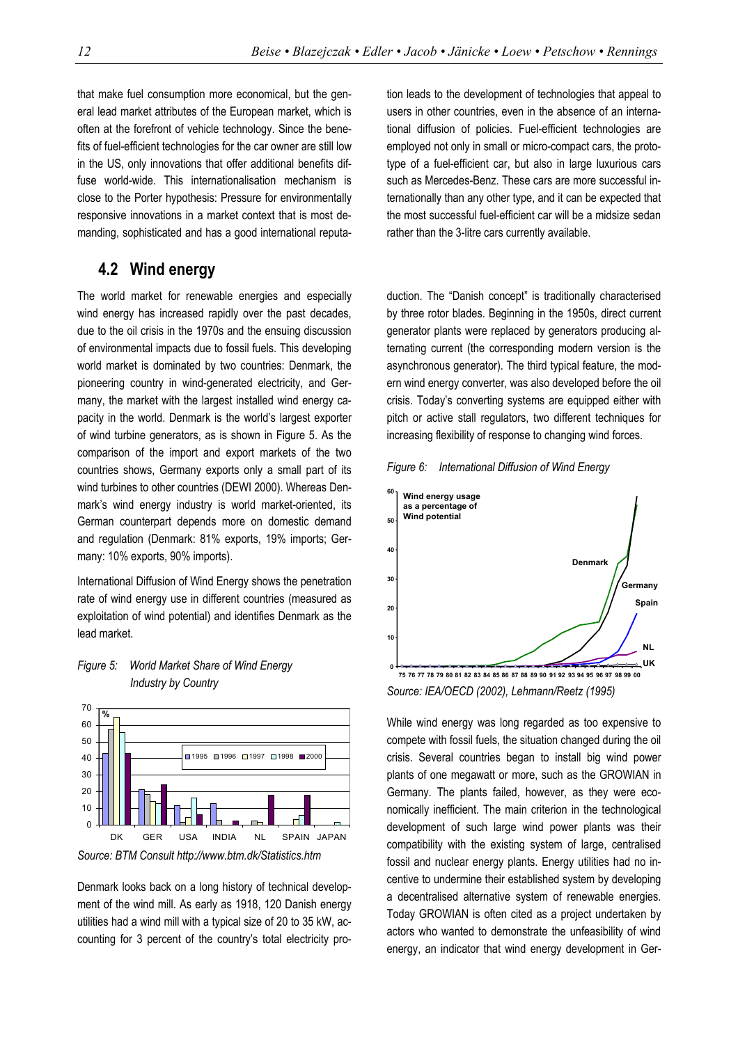that make fuel consumption more economical, but the general lead market attributes of the European market, which is often at the forefront of vehicle technology. Since the benefits of fuel-efficient technologies for the car owner are still low in the US, only innovations that offer additional benefits diffuse world-wide. This internationalisation mechanism is close to the Porter hypothesis: Pressure for environmentally responsive innovations in a market context that is most demanding, sophisticated and has a good international reputation leads to the development of technologies that appeal to users in other countries, even in the absence of an international diffusion of policies. Fuel-efficient technologies are employed not only in small or micro-compact cars, the prototype of a fuel-efficient car, but also in large luxurious cars such as Mercedes-Benz. These cars are more successful internationally than any other type, and it can be expected that the most successful fuel-efficient car will be a midsize sedan rather than the 3-litre cars currently available.

## 4.2 Wind energy

The world market for renewable energies and especially wind energy has increased rapidly over the past decades, due to the oil crisis in the 1970s and the ensuing discussion of environmental impacts due to fossil fuels. This developing world market is dominated by two countries: Denmark, the pioneering country in wind-generated electricity, and Germany, the market with the largest installed wind energy capacity in the world. Denmark is the world's largest exporter of wind turbine generators, as is shown in Figure 5. As the comparison of the import and export markets of the two countries shows, Germany exports only a small part of its wind turbines to other countries (DEWI 2000). Whereas Denmark's wind energy industry is world market-oriented, its German counterpart depends more on domestic demand and regulation (Denmark: 81% exports, 19% imports; Germany: 10% exports, 90% imports).

International Diffusion of Wind Energy shows the penetration rate of wind energy use in different countries (measured as exploitation of wind potential) and identifies Denmark as the lead market.

*Figure 5: World Market Share of Wind Energy Industry by Country*

*Source: BTM Consult http://www.btm.dk/Statistics.htm*

Denmark looks back on a long history of technical development of the wind mill. As early as 1918, 120 Danish energy utilities had a wind mill with a typical size of 20 to 35 kW, accounting for 3 percent of the country's total electricity production. The "Danish concept" is traditionally characterised by three rotor blades. Beginning in the 1950s, direct current generator plants were replaced by generators producing alternating current (the corresponding modern version is the asynchronous generator). The third typical feature, the modern wind energy converter, was also developed before the oil crisis. Today's converting systems are equipped either with pitch or active stall regulators, two different techniques for increasing flexibility of response to changing wind forces.

*Figure 6: International Diffusion of Wind Energy*

*Source: IEA/OECD (2002), Lehmann/Reetz (1995)*

While wind energy was long regarded as too expensive to compete with fossil fuels, the situation changed during the oil crisis. Several countries began to install big wind power plants of one megawatt or more, such as the GROWIAN in Germany. The plants failed, however, as they were economically inefficient. The main criterion in the technological development of such large wind power plants was their compatibility with the existing system of large, centralised fossil and nuclear energy plants. Energy utilities had no incentive to undermine their established system by developing a decentralised alternative system of renewable energies. Today GROWIAN is often cited as a project undertaken by actors who wanted to demonstrate the unfeasibility of wind energy, an indicator that wind energy development in Ger-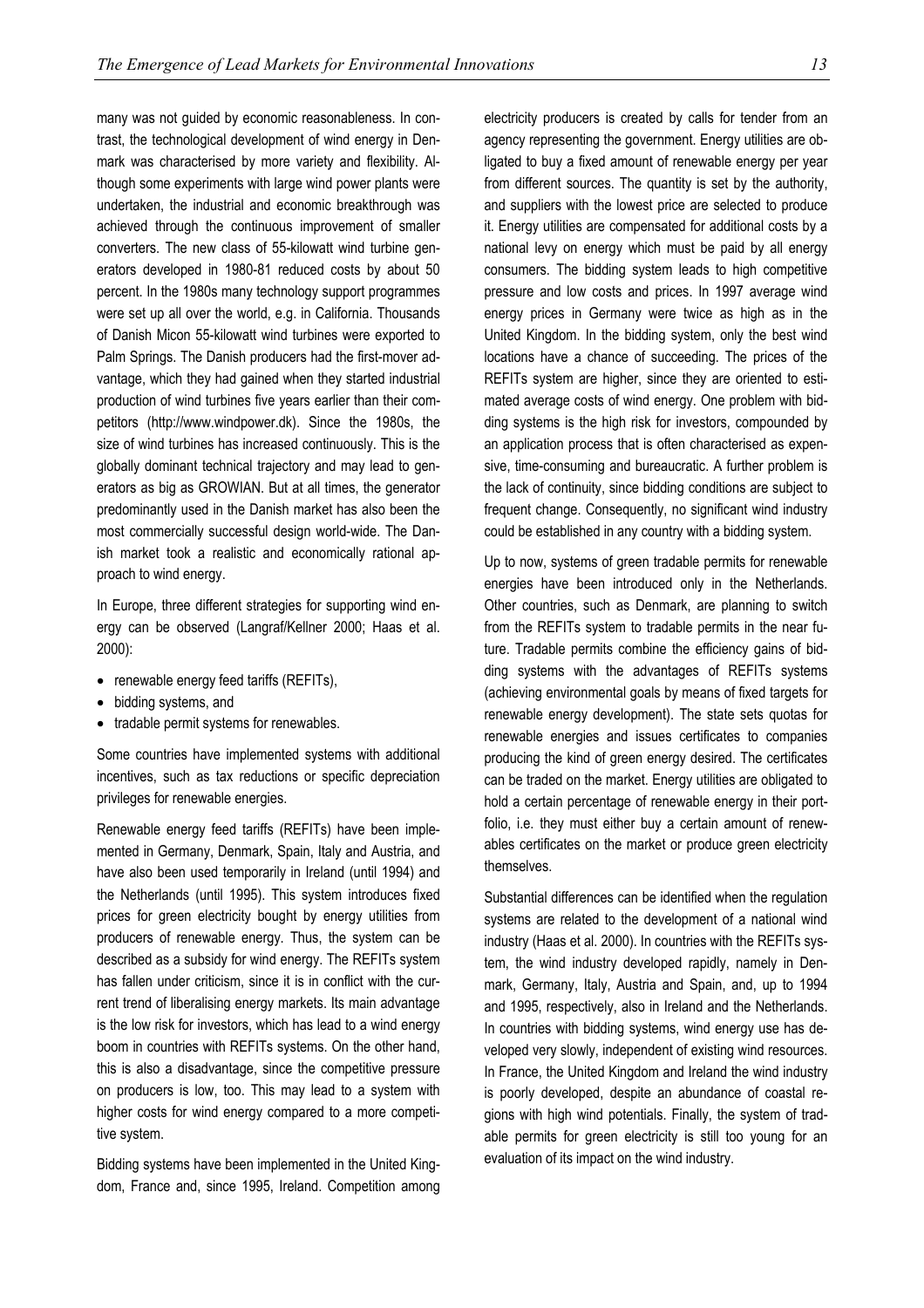many was not guided by economic reasonableness. In contrast, the technological development of wind energy in Denmark was characterised by more variety and flexibility. Although some experiments with large wind power plants were undertaken, the industrial and economic breakthrough was achieved through the continuous improvement of smaller converters. The new class of 55-kilowatt wind turbine generators developed in 1980-81 reduced costs by about 50 percent. In the 1980s many technology support programmes were set up all over the world, e.g. in California. Thousands of Danish Micon 55-kilowatt wind turbines were exported to Palm Springs. The Danish producers had the first-mover advantage, which they had gained when they started industrial production of wind turbines five years earlier than their competitors (http://www.windpower.dk). Since the 1980s, the size of wind turbines has increased continuously. This is the globally dominant technical trajectory and may lead to generators as big as GROWIAN. But at all times, the generator predominantly used in the Danish market has also been the most commercially successful design world-wide. The Danish market took a realistic and economically rational approach to wind energy.

In Europe, three different strategies for supporting wind energy can be observed (Langraf/Kellner 2000; Haas et al. 2000):

- renewable energy feed tariffs (REFITs),
- bidding systems, and
- tradable permit systems for renewables.

Some countries have implemented systems with additional incentives, such as tax reductions or specific depreciation privileges for renewable energies.

Renewable energy feed tariffs (REFITs) have been implemented in Germany, Denmark, Spain, Italy and Austria, and have also been used temporarily in Ireland (until 1994) and the Netherlands (until 1995). This system introduces fixed prices for green electricity bought by energy utilities from producers of renewable energy. Thus, the system can be described as a subsidy for wind energy. The REFITs system has fallen under criticism, since it is in conflict with the current trend of liberalising energy markets. Its main advantage is the low risk for investors, which has lead to a wind energy boom in countries with REFITs systems. On the other hand, this is also a disadvantage, since the competitive pressure on producers is low, too. This may lead to a system with higher costs for wind energy compared to a more competitive system.

Bidding systems have been implemented in the United Kingdom, France and, since 1995, Ireland. Competition among electricity producers is created by calls for tender from an agency representing the government. Energy utilities are obligated to buy a fixed amount of renewable energy per year from different sources. The quantity is set by the authority, and suppliers with the lowest price are selected to produce it. Energy utilities are compensated for additional costs by a national levy on energy which must be paid by all energy consumers. The bidding system leads to high competitive pressure and low costs and prices. In 1997 average wind energy prices in Germany were twice as high as in the United Kingdom. In the bidding system, only the best wind locations have a chance of succeeding. The prices of the REFITs system are higher, since they are oriented to estimated average costs of wind energy. One problem with bidding systems is the high risk for investors, compounded by an application process that is often characterised as expensive, time-consuming and bureaucratic. A further problem is the lack of continuity, since bidding conditions are subject to frequent change. Consequently, no significant wind industry could be established in any country with a bidding system.

Up to now, systems of green tradable permits for renewable energies have been introduced only in the Netherlands. Other countries, such as Denmark, are planning to switch from the REFITs system to tradable permits in the near future. Tradable permits combine the efficiency gains of bidding systems with the advantages of REFITs systems (achieving environmental goals by means of fixed targets for renewable energy development). The state sets quotas for renewable energies and issues certificates to companies producing the kind of green energy desired. The certificates can be traded on the market. Energy utilities are obligated to hold a certain percentage of renewable energy in their portfolio, i.e. they must either buy a certain amount of renewables certificates on the market or produce green electricity themselves.

Substantial differences can be identified when the regulation systems are related to the development of a national wind industry (Haas et al. 2000). In countries with the REFITs system, the wind industry developed rapidly, namely in Denmark, Germany, Italy, Austria and Spain, and, up to 1994 and 1995, respectively, also in Ireland and the Netherlands. In countries with bidding systems, wind energy use has developed very slowly, independent of existing wind resources. In France, the United Kingdom and Ireland the wind industry is poorly developed, despite an abundance of coastal regions with high wind potentials. Finally, the system of tradable permits for green electricity is still too young for an evaluation of its impact on the wind industry.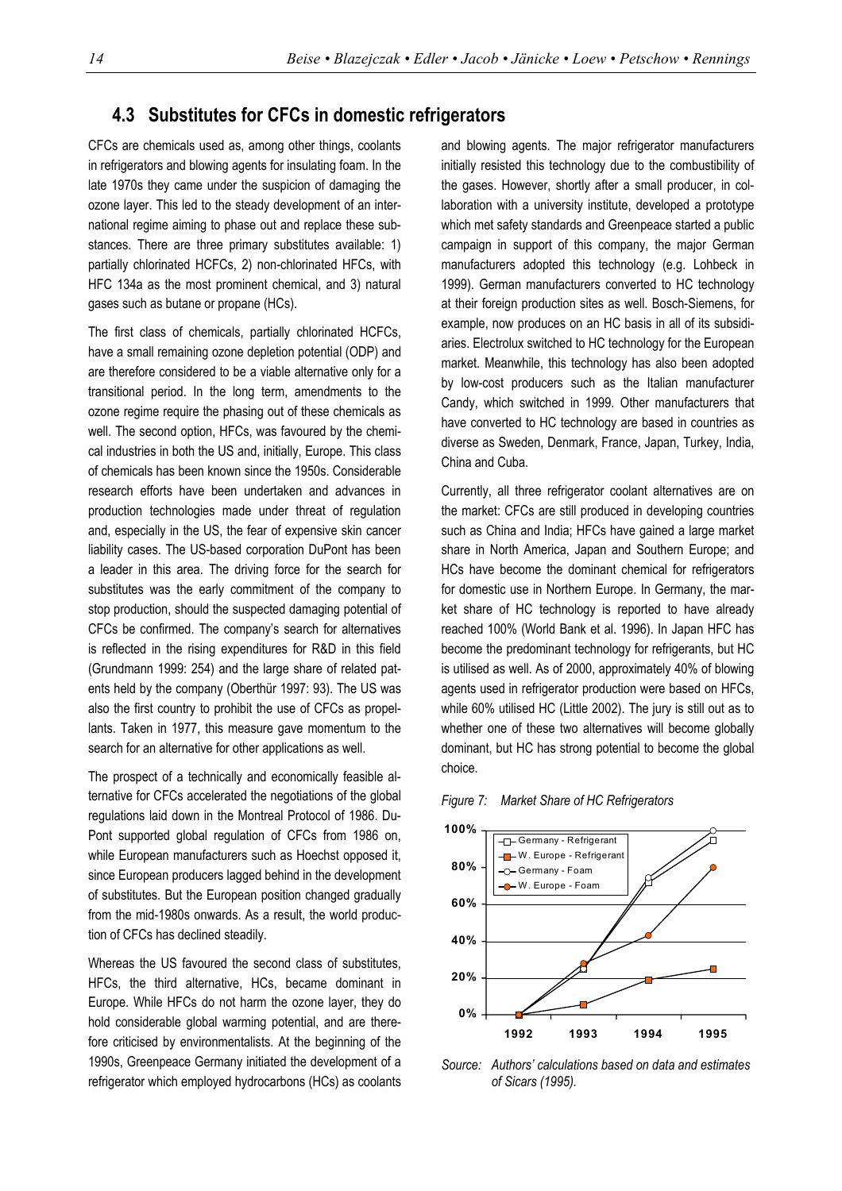## 4.3 Substitutes for CFCs in domestic refrigerators

CFCs are chemicals used as, among other things, coolants in refrigerators and blowing agents for insulating foam. In the late 1970s they came under the suspicion of damaging the ozone layer. This led to the steady development of an international regime aiming to phase out and replace these substances. There are three primary substitutes available: 1) partially chlorinated HCFCs, 2) non-chlorinated HFCs, with HFC 134a as the most prominent chemical, and 3) natural gases such as butane or propane (HCs).

The first class of chemicals, partially chlorinated HCFCs, have a small remaining ozone depletion potential (ODP) and are therefore considered to be a viable alternative only for a transitional period. In the long term, amendments to the ozone regime require the phasing out of these chemicals as well. The second option, HFCs, was favoured by the chemical industries in both the US and, initially, Europe. This class of chemicals has been known since the 1950s. Considerable research efforts have been undertaken and advances in production technologies made under threat of regulation and, especially in the US, the fear of expensive skin cancer liability cases. The US-based corporation DuPont has been a leader in this area. The driving force for the search for substitutes was the early commitment of the company to stop production, should the suspected damaging potential of CFCs be confirmed. The company's search for alternatives is reflected in the rising expenditures for R&D in this field (Grundmann 1999: 254) and the large share of related patents held by the company (Oberthür 1997: 93). The US was also the first country to prohibit the use of CFCs as propellants. Taken in 1977, this measure gave momentum to the search for an alternative for other applications as well.

The prospect of a technically and economically feasible alternative for CFCs accelerated the negotiations of the global regulations laid down in the Montreal Protocol of 1986. DuPont supported global regulation of CFCs from 1986 on, while European manufacturers such as Hoechst opposed it, since European producers lagged behind in the development of substitutes. But the European position changed gradually from the mid-1980s onwards. As a result, the world production of CFCs has declined steadily.

Whereas the US favoured the second class of substitutes, HFCs, the third alternative, HCs, became dominant in Europe. While HFCs do not harm the ozone layer, they do hold considerable global warming potential, and are therefore criticised by environmentalists. At the beginning of the 1990s, Greenpeace Germany initiated the development of a refrigerator which employed hydrocarbons (HCs) as coolants and blowing agents. The major refrigerator manufacturers initially resisted this technology due to the combustibility of the gases. However, shortly after a small producer, in collaboration with a university institute, developed a prototype which met safety standards and Greenpeace started a public campaign in support of this company, the major German manufacturers adopted this technology (e.g. Lohbeck in 1999). German manufacturers converted to HC technology at their foreign production sites as well. Bosch-Siemens, for example, now produces on an HC basis in all of its subsidiaries. Electrolux switched to HC technology for the European market. Meanwhile, this technology has also been adopted by low-cost producers such as the Italian manufacturer Candy, which switched in 1999. Other manufacturers that have converted to HC technology are based in countries as diverse as Sweden, Denmark, France, Japan, Turkey, India, China and Cuba.

Currently, all three refrigerator coolant alternatives are on the market: CFCs are still produced in developing countries such as China and India; HFCs have gained a large market share in North America, Japan and Southern Europe; and HCs have become the dominant chemical for refrigerators for domestic use in Northern Europe. In Germany, the market share of HC technology is reported to have already reached 100% (World Bank et al. 1996). In Japan HFC has become the predominant technology for refrigerants, but HC is utilised as well. As of 2000, approximately 40% of blowing agents used in refrigerator production were based on HFCs, while 60% utilised HC (Little 2002). The jury is still out as to whether one of these two alternatives will become globally dominant, but HC has strong potential to become the global choice.

*Figure 7: Market Share of HC Refrigerators*

*Source: Authors' calculations based on data and estimates of Sicars (1995).*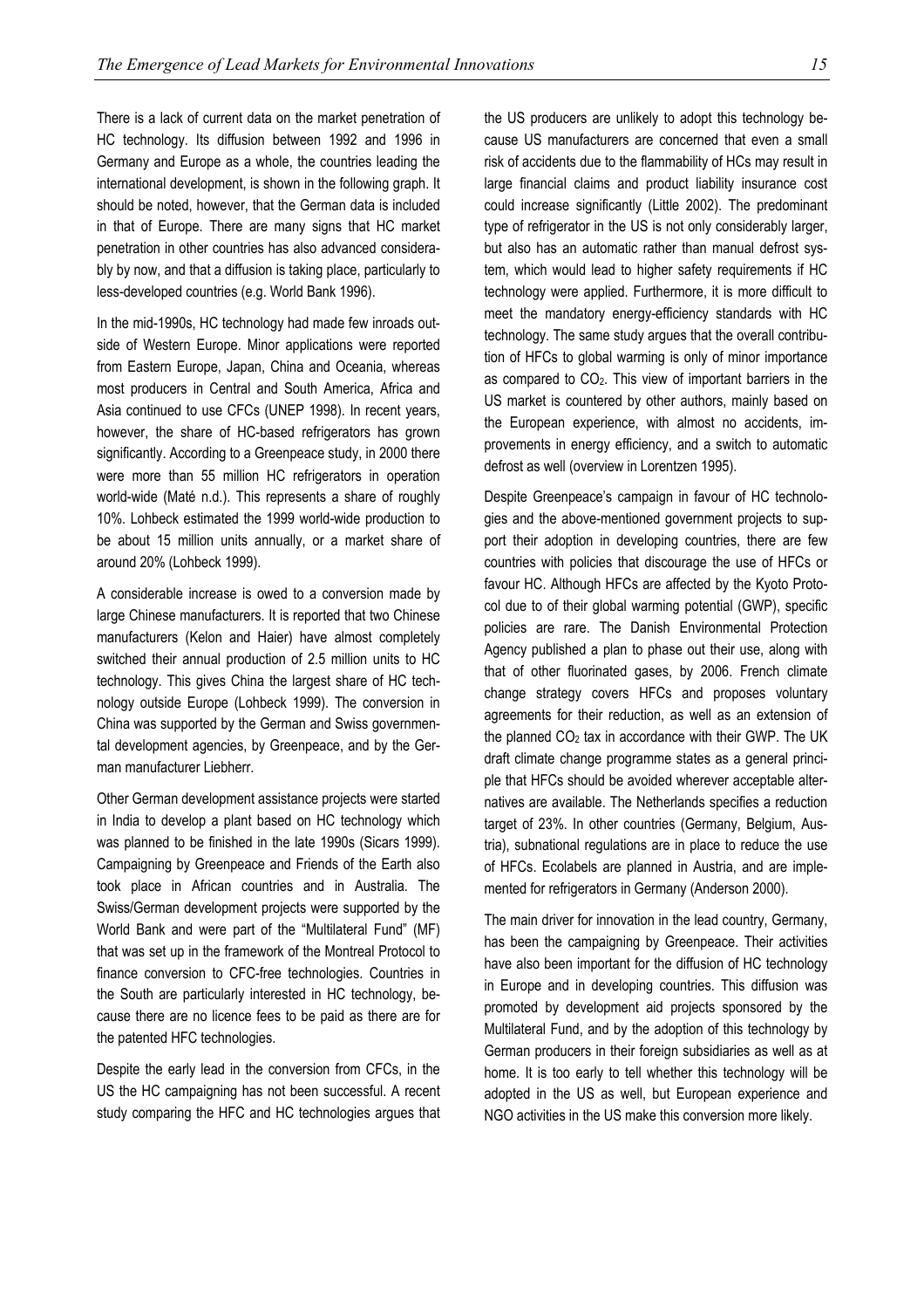There is a lack of current data on the market penetration of HC technology. Its diffusion between 1992 and 1996 in Germany and Europe as a whole, the countries leading the international development, is shown in the following graph. It should be noted, however, that the German data is included in that of Europe. There are many signs that HC market penetration in other countries has also advanced considerably by now, and that a diffusion is taking place, particularly to less-developed countries (e.g. World Bank 1996).

In the mid-1990s, HC technology had made few inroads outside of Western Europe. Minor applications were reported from Eastern Europe, Japan, China and Oceania, whereas most producers in Central and South America, Africa and Asia continued to use CFCs (UNEP 1998). In recent years, however, the share of HC-based refrigerators has grown significantly. According to a Greenpeace study, in 2000 there were more than 55 million HC refrigerators in operation world-wide (Maté n.d.). This represents a share of roughly 10%. Lohbeck estimated the 1999 world-wide production to be about 15 million units annually, or a market share of around 20% (Lohbeck 1999).

A considerable increase is owed to a conversion made by large Chinese manufacturers. It is reported that two Chinese manufacturers (Kelon and Haier) have almost completely switched their annual production of 2.5 million units to HC technology. This gives China the largest share of HC technology outside Europe (Lohbeck 1999). The conversion in China was supported by the German and Swiss governmental development agencies, by Greenpeace, and by the German manufacturer Liebherr.

Other German development assistance projects were started in India to develop a plant based on HC technology which was planned to be finished in the late 1990s (Sicars 1999). Campaigning by Greenpeace and Friends of the Earth also took place in African countries and in Australia. The Swiss/German development projects were supported by the World Bank and were part of the "Multilateral Fund" (MF) that was set up in the framework of the Montreal Protocol to finance conversion to CFC-free technologies. Countries in the South are particularly interested in HC technology, because there are no licence fees to be paid as there are for the patented HFC technologies.

Despite the early lead in the conversion from CFCs, in the US the HC campaigning has not been successful. A recent study comparing the HFC and HC technologies argues that the US producers are unlikely to adopt this technology because US manufacturers are concerned that even a small risk of accidents due to the flammability of HCs may result in large financial claims and product liability insurance cost could increase significantly (Little 2002). The predominant type of refrigerator in the US is not only considerably larger, but also has an automatic rather than manual defrost system, which would lead to higher safety requirements if HC technology were applied. Furthermore, it is more difficult to meet the mandatory energy-efficiency standards with HC technology. The same study argues that the overall contribution of HFCs to global warming is only of minor importance as compared to $CO_2$. This view of important barriers in the US market is countered by other authors, mainly based on the European experience, with almost no accidents, improvements in energy efficiency, and a switch to automatic defrost as well (overview in Lorentzen 1995).

Despite Greenpeace's campaign in favour of HC technologies and the above-mentioned government projects to support their adoption in developing countries, there are few countries with policies that discourage the use of HFCs or favour HC. Although HFCs are affected by the Kyoto Protocol due to of their global warming potential (GWP), specific policies are rare. The Danish Environmental Protection Agency published a plan to phase out their use, along with that of other fluorinated gases, by 2006. French climate change strategy covers HFCs and proposes voluntary agreements for their reduction, as well as an extension of the planned $CO_2$ tax in accordance with their GWP. The UK draft climate change programme states as a general principle that HFCs should be avoided wherever acceptable alternatives are available. The Netherlands specifies a reduction target of 23%. In other countries (Germany, Belgium, Austria), subnational regulations are in place to reduce the use of HFCs. Ecolabels are planned in Austria, and are implemented for refrigerators in Germany (Anderson 2000).

The main driver for innovation in the lead country, Germany, has been the campaigning by Greenpeace. Their activities have also been important for the diffusion of HC technology in Europe and in developing countries. This diffusion was promoted by development aid projects sponsored by the Multilateral Fund, and by the adoption of this technology by German producers in their foreign subsidiaries as well as at home. It is too early to tell whether this technology will be adopted in the US as well, but European experience and NGO activities in the US make this conversion more likely.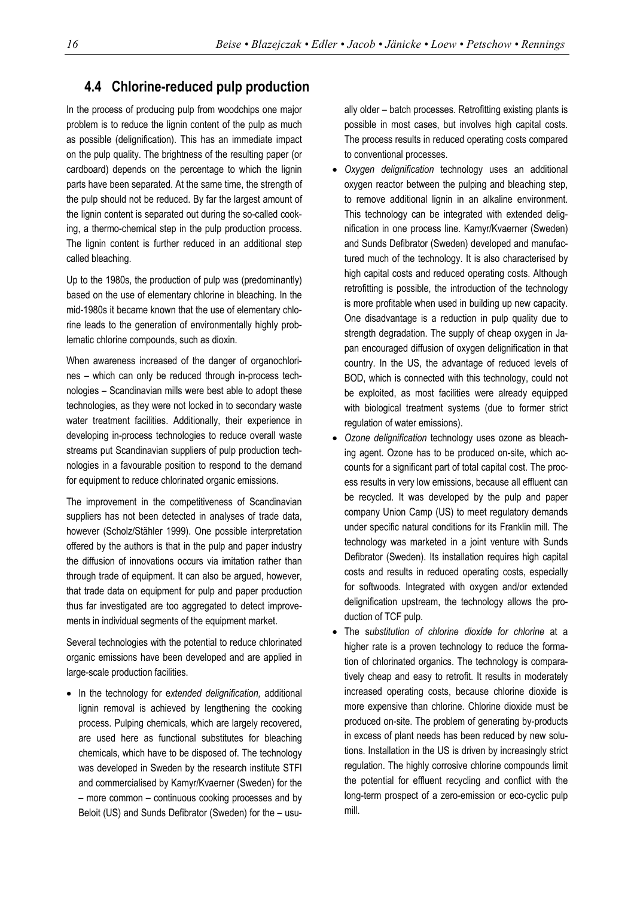## 4.4 Chlorine-reduced pulp production

In the process of producing pulp from woodchips one major problem is to reduce the lignin content of the pulp as much as possible (delignification). This has an immediate impact on the pulp quality. The brightness of the resulting paper (or cardboard) depends on the percentage to which the lignin parts have been separated. At the same time, the strength of the pulp should not be reduced. By far the largest amount of the lignin content is separated out during the so-called cooking, a thermo-chemical step in the pulp production process. The lignin content is further reduced in an additional step called bleaching.

Up to the 1980s, the production of pulp was (predominantly) based on the use of elementary chlorine in bleaching. In the mid-1980s it became known that the use of elementary chlorine leads to the generation of environmentally highly problematic chlorine compounds, such as dioxin.

When awareness increased of the danger of organochlorines – which can only be reduced through in-process technologies – Scandinavian mills were best able to adopt these technologies, as they were not locked in to secondary waste water treatment facilities. Additionally, their experience in developing in-process technologies to reduce overall waste streams put Scandinavian suppliers of pulp production technologies in a favourable position to respond to the demand for equipment to reduce chlorinated organic emissions.

The improvement in the competitiveness of Scandinavian suppliers has not been detected in analyses of trade data, however (Scholz/Stähler 1999). One possible interpretation offered by the authors is that in the pulp and paper industry the diffusion of innovations occurs via imitation rather than through trade of equipment. It can also be argued, however, that trade data on equipment for pulp and paper production thus far investigated are too aggregated to detect improvements in individual segments of the equipment market.

Several technologies with the potential to reduce chlorinated organic emissions have been developed and are applied in large-scale production facilities.

- In the technology for *extended delignification,* additional lignin removal is achieved by lengthening the cooking process. Pulping chemicals, which are largely recovered, are used here as functional substitutes for bleaching chemicals, which have to be disposed of. The technology was developed in Sweden by the research institute STFI and commercialised by Kamyr/Kvaerner (Sweden) for the – more common – continuous cooking processes and by Beloit (US) and Sunds Defibrator (Sweden) for the – usually older – batch processes. Retrofitting existing plants is possible in most cases, but involves high capital costs. The process results in reduced operating costs compared to conventional processes.
- *Oxygen delignification* technology uses an additional oxygen reactor between the pulping and bleaching step, to remove additional lignin in an alkaline environment. This technology can be integrated with extended delignification in one process line. Kamyr/Kvaerner (Sweden) and Sunds Defibrator (Sweden) developed and manufactured much of the technology. It is also characterised by high capital costs and reduced operating costs. Although retrofitting is possible, the introduction of the technology is more profitable when used in building up new capacity. One disadvantage is a reduction in pulp quality due to strength degradation. The supply of cheap oxygen in Japan encouraged diffusion of oxygen delignification in that country. In the US, the advantage of reduced levels of BOD, which is connected with this technology, could not be exploited, as most facilities were already equipped with biological treatment systems (due to former strict regulation of water emissions).
- *Ozone delignification* technology uses ozone as bleaching agent. Ozone has to be produced on-site, which accounts for a significant part of total capital cost. The process results in very low emissions, because all effluent can be recycled. It was developed by the pulp and paper company Union Camp (US) to meet regulatory demands under specific natural conditions for its Franklin mill. The technology was marketed in a joint venture with Sunds Defibrator (Sweden). Its installation requires high capital costs and results in reduced operating costs, especially for softwoods. Integrated with oxygen and/or extended delignification upstream, the technology allows the production of TCF pulp.
- The *substitution of chlorine dioxide for chlorine* at a higher rate is a proven technology to reduce the formation of chlorinated organics. The technology is comparatively cheap and easy to retrofit. It results in moderately increased operating costs, because chlorine dioxide is more expensive than chlorine. Chlorine dioxide must be produced on-site. The problem of generating by-products in excess of plant needs has been reduced by new solutions. Installation in the US is driven by increasingly strict regulation. The highly corrosive chlorine compounds limit the potential for effluent recycling and conflict with the long-term prospect of a zero-emission or eco-cyclic pulp mill.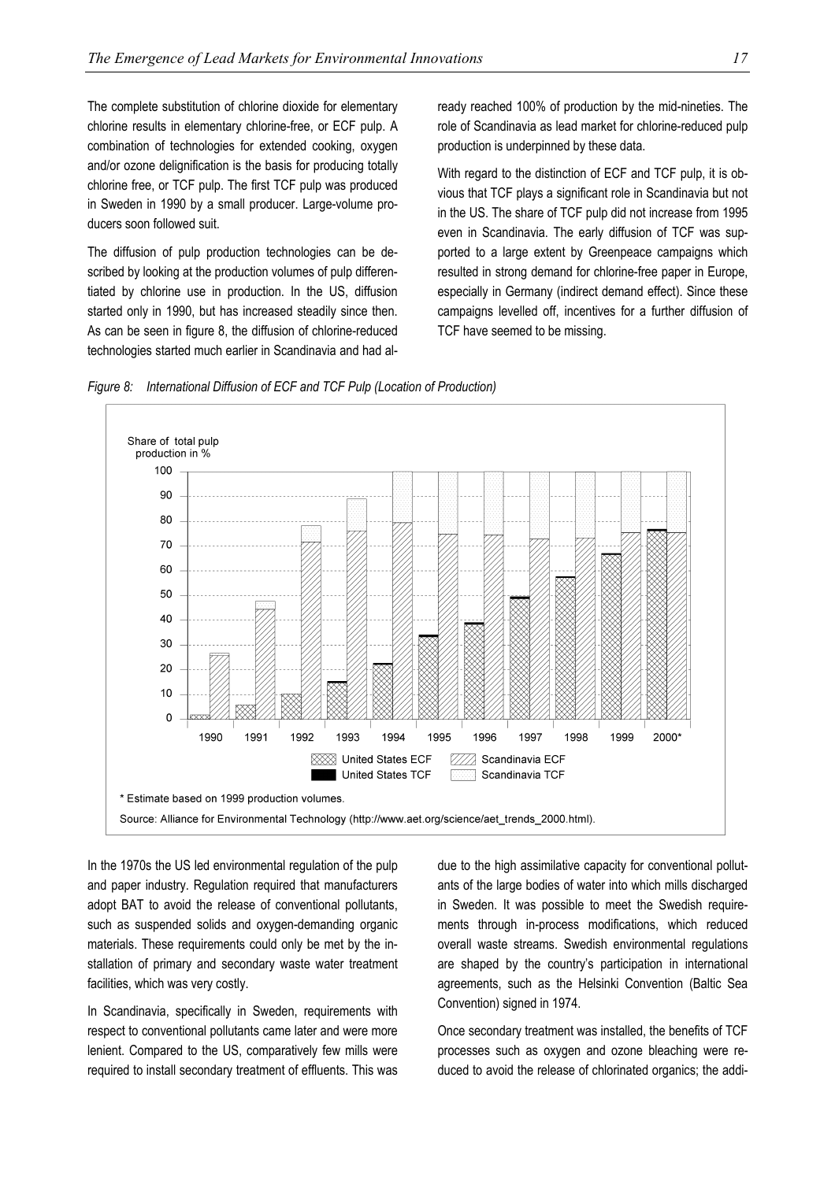The complete substitution of chlorine dioxide for elementary chlorine results in elementary chlorine-free, or ECF pulp. A combination of technologies for extended cooking, oxygen and/or ozone delignification is the basis for producing totally chlorine free, or TCF pulp. The first TCF pulp was produced in Sweden in 1990 by a small producer. Large-volume producers soon followed suit.

The diffusion of pulp production technologies can be described by looking at the production volumes of pulp differentiated by chlorine use in production. In the US, diffusion started only in 1990, but has increased steadily since then. As can be seen in figure 8, the diffusion of chlorine-reduced technologies started much earlier in Scandinavia and had already reached 100% of production by the mid-nineties. The role of Scandinavia as lead market for chlorine-reduced pulp production is underpinned by these data.

With regard to the distinction of ECF and TCF pulp, it is obvious that TCF plays a significant role in Scandinavia but not in the US. The share of TCF pulp did not increase from 1995 even in Scandinavia. The early diffusion of TCF was supported to a large extent by Greenpeace campaigns which resulted in strong demand for chlorine-free paper in Europe, especially in Germany (indirect demand effect). Since these campaigns levelled off, incentives for a further diffusion of TCF have seemed to be missing.

*Figure 8: International Diffusion of ECF and TCF Pulp (Location of Production)*

\* Estimate based on 1999 production volumes.

Source: Alliance for Environmental Technology (http://www.aet.org/science/aet_trends_2000.html).

In the 1970s the US led environmental regulation of the pulp and paper industry. Regulation required that manufacturers adopt BAT to avoid the release of conventional pollutants, such as suspended solids and oxygen-demanding organic materials. These requirements could only be met by the installation of primary and secondary waste water treatment facilities, which was very costly.

In Scandinavia, specifically in Sweden, requirements with respect to conventional pollutants came later and were more lenient. Compared to the US, comparatively few mills were required to install secondary treatment of effluents. This was due to the high assimilative capacity for conventional pollutants of the large bodies of water into which mills discharged in Sweden. It was possible to meet the Swedish requirements through in-process modifications, which reduced overall waste streams. Swedish environmental regulations are shaped by the country's participation in international agreements, such as the Helsinki Convention (Baltic Sea Convention) signed in 1974.

Once secondary treatment was installed, the benefits of TCF processes such as oxygen and ozone bleaching were reduced to avoid the release of chlorinated organics; the addi-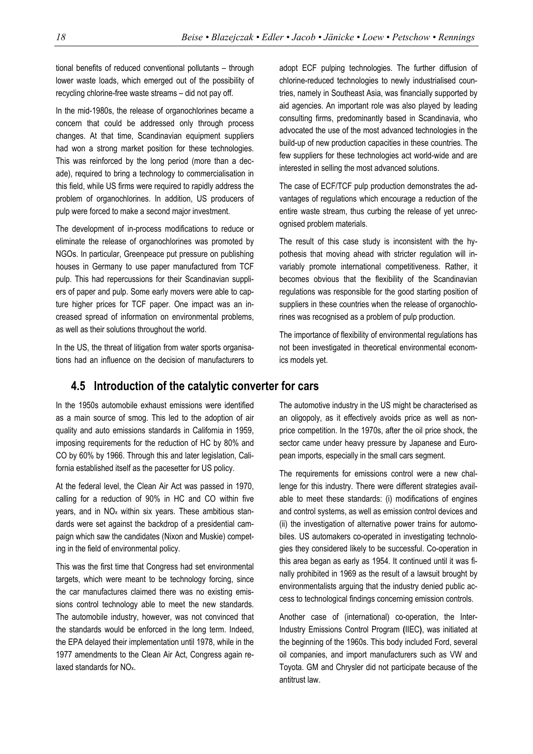tional benefits of reduced conventional pollutants – through lower waste loads, which emerged out of the possibility of recycling chlorine-free waste streams – did not pay off.

In the mid-1980s, the release of organochlorines became a concern that could be addressed only through process changes. At that time, Scandinavian equipment suppliers had won a strong market position for these technologies. This was reinforced by the long period (more than a decade), required to bring a technology to commercialisation in this field, while US firms were required to rapidly address the problem of organochlorines. In addition, US producers of pulp were forced to make a second major investment.

The development of in-process modifications to reduce or eliminate the release of organochlorines was promoted by NGOs. In particular, Greenpeace put pressure on publishing houses in Germany to use paper manufactured from TCF pulp. This had repercussions for their Scandinavian suppliers of paper and pulp. Some early movers were able to capture higher prices for TCF paper. One impact was an increased spread of information on environmental problems, as well as their solutions throughout the world.

In the US, the threat of litigation from water sports organisations had an influence on the decision of manufacturers to adopt ECF pulping technologies. The further diffusion of chlorine-reduced technologies to newly industrialised countries, namely in Southeast Asia, was financially supported by aid agencies. An important role was also played by leading consulting firms, predominantly based in Scandinavia, who advocated the use of the most advanced technologies in the build-up of new production capacities in these countries. The few suppliers for these technologies act world-wide and are interested in selling the most advanced solutions.

The case of ECF/TCF pulp production demonstrates the advantages of regulations which encourage a reduction of the entire waste stream, thus curbing the release of yet unrecognised problem materials.

The result of this case study is inconsistent with the hypothesis that moving ahead with stricter regulation will invariably promote international competitiveness. Rather, it becomes obvious that the flexibility of the Scandinavian regulations was responsible for the good starting position of suppliers in these countries when the release of organochlorines was recognised as a problem of pulp production.

The importance of flexibility of environmental regulations has not been investigated in theoretical environmental economics models yet.

## 4.5 Introduction of the catalytic converter for cars

In the 1950s automobile exhaust emissions were identified as a main source of smog. This led to the adoption of air quality and auto emissions standards in California in 1959, imposing requirements for the reduction of HC by 80% and CO by 60% by 1966. Through this and later legislation, California established itself as the pacesetter for US policy.

At the federal level, the Clean Air Act was passed in 1970, calling for a reduction of 90% in HC and CO within five years, and in $NO_x$ within six years. These ambitious standards were set against the backdrop of a presidential campaign which saw the candidates (Nixon and Muskie) competing in the field of environmental policy.

This was the first time that Congress had set environmental targets, which were meant to be technology forcing, since the car manufactures claimed there was no existing emissions control technology able to meet the new standards. The automobile industry, however, was not convinced that the standards would be enforced in the long term. Indeed, the EPA delayed their implementation until 1978, while in the 1977 amendments to the Clean Air Act, Congress again relaxed standards for $NO_x$.

The automotive industry in the US might be characterised as an oligopoly, as it effectively avoids price as well as non-price competition. In the 1970s, after the oil price shock, the sector came under heavy pressure by Japanese and European imports, especially in the small cars segment.

The requirements for emissions control were a new challenge for this industry. There were different strategies available to meet these standards: (i) modifications of engines and control systems, as well as emission control devices and (ii) the investigation of alternative power trains for automobiles. US automakers co-operated in investigating technologies they considered likely to be successful. Co-operation in this area began as early as 1954. It continued until it was finally prohibited in 1969 as the result of a lawsuit brought by environmentalists arguing that the industry denied public access to technological findings concerning emission controls.

Another case of (international) co-operation, the Inter-Industry Emissions Control Program **(**IIEC**)**, was initiated at the beginning of the 1960s. This body included Ford, several oil companies, and import manufacturers such as VW and Toyota. GM and Chrysler did not participate because of the antitrust law.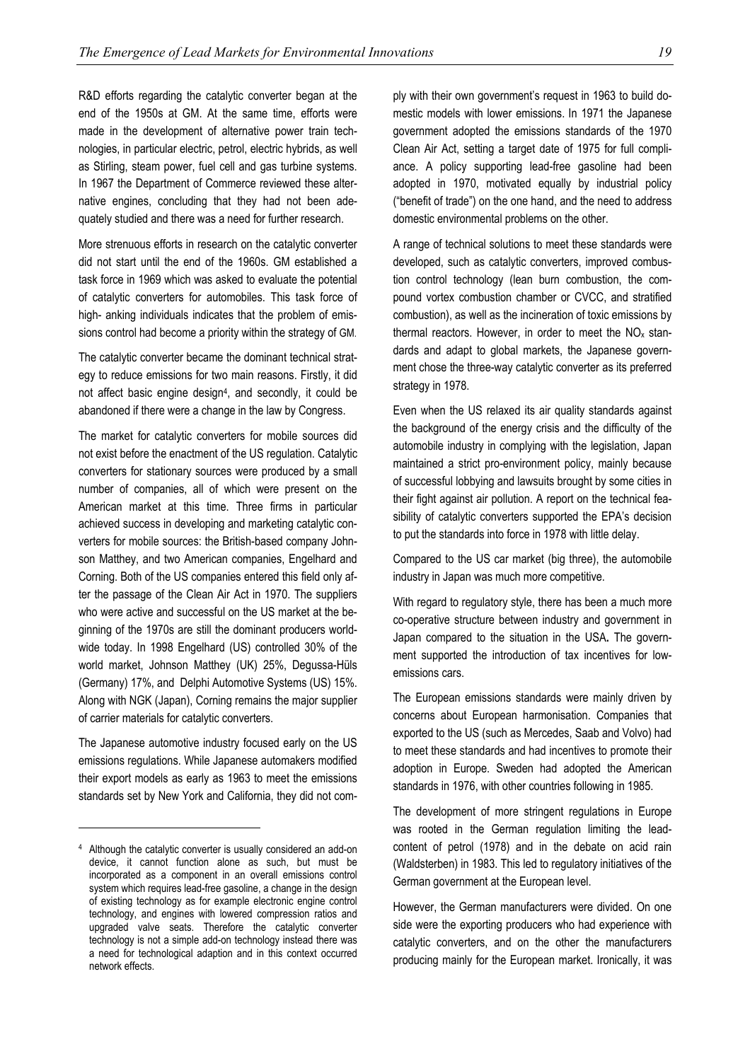R&D efforts regarding the catalytic converter began at the end of the 1950s at GM. At the same time, efforts were made in the development of alternative power train technologies, in particular electric, petrol, electric hybrids, as well as Stirling, steam power, fuel cell and gas turbine systems. In 1967 the Department of Commerce reviewed these alternative engines, concluding that they had not been adequately studied and there was a need for further research.

More strenuous efforts in research on the catalytic converter did not start until the end of the 1960s. GM established a task force in 1969 which was asked to evaluate the potential of catalytic converters for automobiles. This task force of high- anking individuals indicates that the problem of emissions control had become a priority within the strategy of GM.

The catalytic converter became the dominant technical strategy to reduce emissions for two main reasons. Firstly, it did not affect basic engine design[4], and secondly, it could be abandoned if there were a change in the law by Congress.

The market for catalytic converters for mobile sources did not exist before the enactment of the US regulation. Catalytic converters for stationary sources were produced by a small number of companies, all of which were present on the American market at this time. Three firms in particular achieved success in developing and marketing catalytic converters for mobile sources: the British-based company Johnson Matthey, and two American companies, Engelhard and Corning. Both of the US companies entered this field only after the passage of the Clean Air Act in 1970. The suppliers who were active and successful on the US market at the beginning of the 1970s are still the dominant producers worldwide today. In 1998 Engelhard (US) controlled 30% of the world market, Johnson Matthey (UK) 25%, Degussa-Hüls (Germany) 17%, and Delphi Automotive Systems (US) 15%. Along with NGK (Japan), Corning remains the major supplier of carrier materials for catalytic converters.

The Japanese automotive industry focused early on the US emissions regulations. While Japanese automakers modified their export models as early as 1963 to meet the emissions standards set by New York and California, they did not comply with their own government's request in 1963 to build domestic models with lower emissions. In 1971 the Japanese government adopted the emissions standards of the 1970 Clean Air Act, setting a target date of 1975 for full compliance. A policy supporting lead-free gasoline had been adopted in 1970, motivated equally by industrial policy ("benefit of trade") on the one hand, and the need to address domestic environmental problems on the other.

A range of technical solutions to meet these standards were developed, such as catalytic converters, improved combustion control technology (lean burn combustion, the compound vortex combustion chamber or CVCC, and stratified combustion), as well as the incineration of toxic emissions by thermal reactors. However, in order to meet the $NO_x$ standards and adapt to global markets, the Japanese government chose the three-way catalytic converter as its preferred strategy in 1978.

Even when the US relaxed its air quality standards against the background of the energy crisis and the difficulty of the automobile industry in complying with the legislation, Japan maintained a strict pro-environment policy, mainly because of successful lobbying and lawsuits brought by some cities in their fight against air pollution. A report on the technical feasibility of catalytic converters supported the EPA's decision to put the standards into force in 1978 with little delay.

Compared to the US car market (big three), the automobile industry in Japan was much more competitive.

With regard to regulatory style, there has been a much more co-operative structure between industry and government in Japan compared to the situation in the USA**.** The government supported the introduction of tax incentives for low-emissions cars.

The European emissions standards were mainly driven by concerns about European harmonisation. Companies that exported to the US (such as Mercedes, Saab and Volvo) had to meet these standards and had incentives to promote their adoption in Europe. Sweden had adopted the American standards in 1976, with other countries following in 1985.

The development of more stringent regulations in Europe was rooted in the German regulation limiting the lead-content of petrol (1978) and in the debate on acid rain (Waldsterben) in 1983. This led to regulatory initiatives of the German government at the European level.

However, the German manufacturers were divided. On one side were the exporting producers who had experience with catalytic converters, and on the other the manufacturers producing mainly for the European market. Ironically, it was

---

[4] Although the catalytic converter is usually considered an add-on device, it cannot function alone as such, but must be incorporated as a component in an overall emissions control system which requires lead-free gasoline, a change in the design of existing technology as for example electronic engine control technology, and engines with lowered compression ratios and upgraded valve seats. Therefore the catalytic converter technology is not a simple add-on technology instead there was a need for technological adaption and in this context occurred network effects.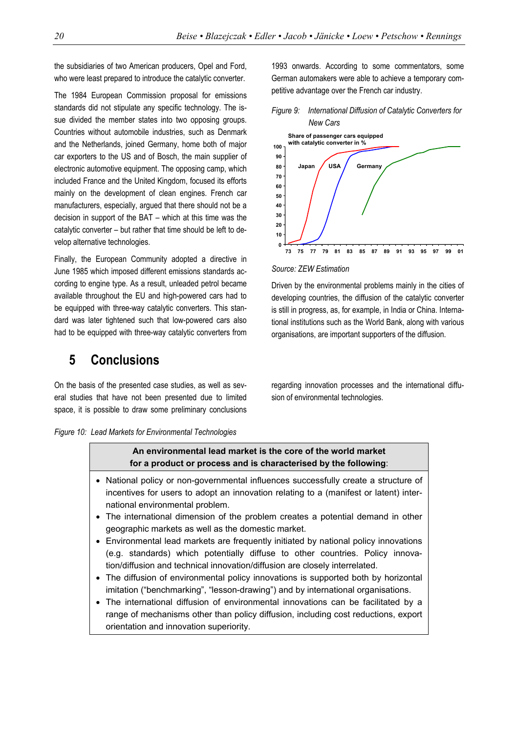the subsidiaries of two American producers, Opel and Ford, who were least prepared to introduce the catalytic converter.

The 1984 European Commission proposal for emissions standards did not stipulate any specific technology. The issue divided the member states into two opposing groups. Countries without automobile industries, such as Denmark and the Netherlands, joined Germany, home both of major car exporters to the US and of Bosch, the main supplier of electronic automotive equipment. The opposing camp, which included France and the United Kingdom, focused its efforts mainly on the development of clean engines. French car manufacturers, especially, argued that there should not be a decision in support of the BAT – which at this time was the catalytic converter – but rather that time should be left to develop alternative technologies.

Finally, the European Community adopted a directive in June 1985 which imposed different emissions standards according to engine type. As a result, unleaded petrol became available throughout the EU and high-powered cars had to be equipped with three-way catalytic converters. This standard was later tightened such that low-powered cars also had to be equipped with three-way catalytic converters from 1993 onwards. According to some commentators, some German automakers were able to achieve a temporary competitive advantage over the French car industry.

*Figure 9: International Diffusion of Catalytic Converters for New Cars*

Share of passenger cars equipped with catalytic converter in %

Japan, USA, Germany (years 73–01)

*Source: ZEW Estimation*

Driven by the environmental problems mainly in the cities of developing countries, the diffusion of the catalytic converter is still in progress, as, for example, in India or China. International institutions such as the World Bank, along with various organisations, are important supporters of the diffusion.

# 5 Conclusions

On the basis of the presented case studies, as well as several studies that have not been presented due to limited space, it is possible to draw some preliminary conclusions regarding innovation processes and the international diffusion of environmental technologies.

*Figure 10: Lead Markets for Environmental Technologies*

| **An environmental lead market is the core of the world market for a product or process and is characterised by the following**: |
|---|
| • National policy or non-governmental influences successfully create a structure of incentives for users to adopt an innovation relating to a (manifest or latent) international environmental problem.<br>• The international dimension of the problem creates a potential demand in other geographic markets as well as the domestic market.<br>• Environmental lead markets are frequently initiated by national policy innovations (e.g. standards) which potentially diffuse to other countries. Policy innovation/diffusion and technical innovation/diffusion are closely interrelated.<br>• The diffusion of environmental policy innovations is supported both by horizontal imitation ("benchmarking", "lesson-drawing") and by international organisations.<br>• The international diffusion of environmental innovations can be facilitated by a range of mechanisms other than policy diffusion, including cost reductions, export orientation and innovation superiority. |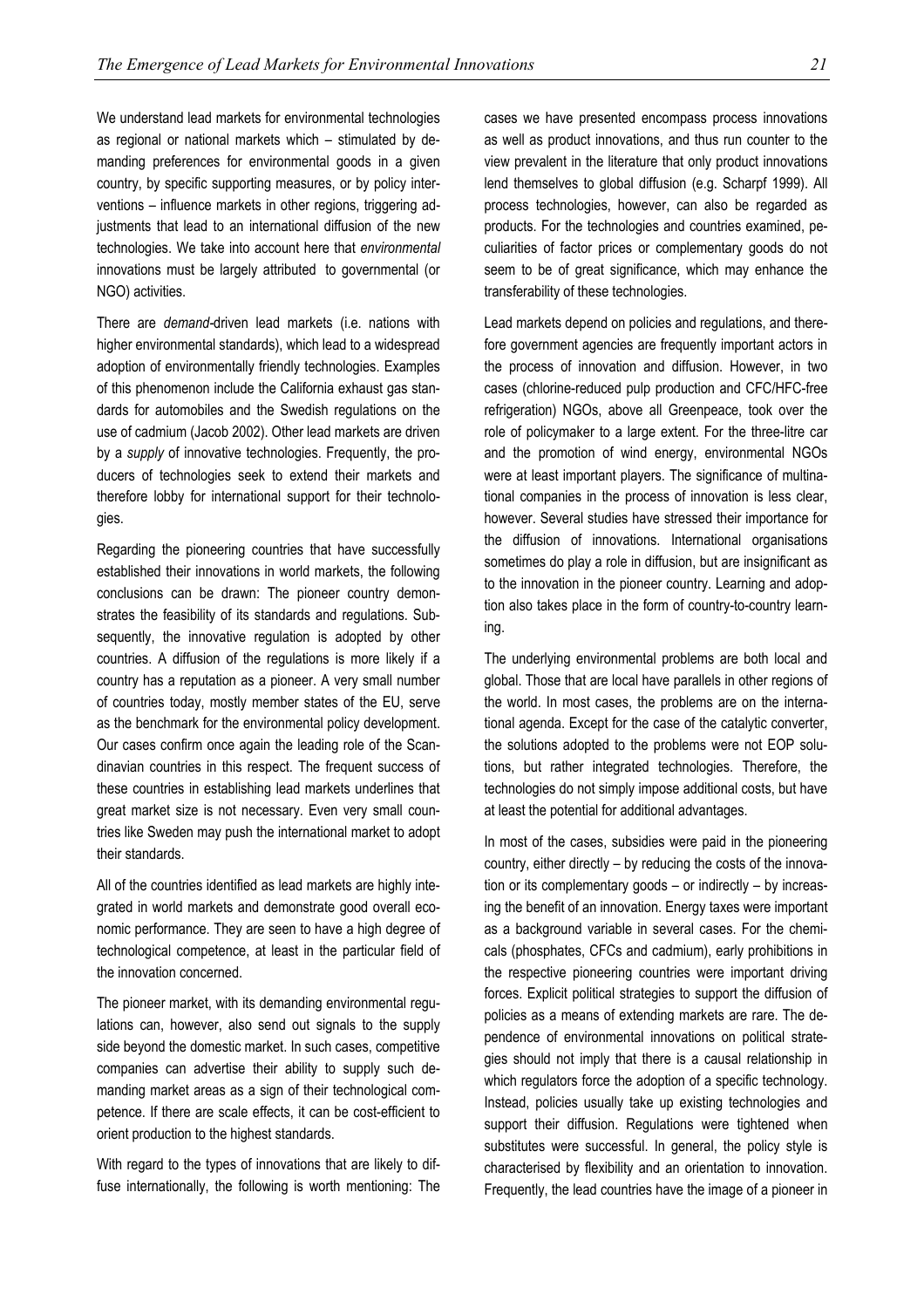We understand lead markets for environmental technologies as regional or national markets which – stimulated by demanding preferences for environmental goods in a given country, by specific supporting measures, or by policy interventions – influence markets in other regions, triggering adjustments that lead to an international diffusion of the new technologies. We take into account here that *environmental* innovations must be largely attributed to governmental (or NGO) activities.

There are *demand*-driven lead markets (i.e. nations with higher environmental standards), which lead to a widespread adoption of environmentally friendly technologies. Examples of this phenomenon include the California exhaust gas standards for automobiles and the Swedish regulations on the use of cadmium (Jacob 2002). Other lead markets are driven by a *supply* of innovative technologies. Frequently, the producers of technologies seek to extend their markets and therefore lobby for international support for their technologies.

Regarding the pioneering countries that have successfully established their innovations in world markets, the following conclusions can be drawn: The pioneer country demonstrates the feasibility of its standards and regulations. Subsequently, the innovative regulation is adopted by other countries. A diffusion of the regulations is more likely if a country has a reputation as a pioneer. A very small number of countries today, mostly member states of the EU, serve as the benchmark for the environmental policy development. Our cases confirm once again the leading role of the Scandinavian countries in this respect. The frequent success of these countries in establishing lead markets underlines that great market size is not necessary. Even very small countries like Sweden may push the international market to adopt their standards.

All of the countries identified as lead markets are highly integrated in world markets and demonstrate good overall economic performance. They are seen to have a high degree of technological competence, at least in the particular field of the innovation concerned.

The pioneer market, with its demanding environmental regulations can, however, also send out signals to the supply side beyond the domestic market. In such cases, competitive companies can advertise their ability to supply such demanding market areas as a sign of their technological competence. If there are scale effects, it can be cost-efficient to orient production to the highest standards.

With regard to the types of innovations that are likely to diffuse internationally, the following is worth mentioning: The cases we have presented encompass process innovations as well as product innovations, and thus run counter to the view prevalent in the literature that only product innovations lend themselves to global diffusion (e.g. Scharpf 1999). All process technologies, however, can also be regarded as products. For the technologies and countries examined, peculiarities of factor prices or complementary goods do not seem to be of great significance, which may enhance the transferability of these technologies.

Lead markets depend on policies and regulations, and therefore government agencies are frequently important actors in the process of innovation and diffusion. However, in two cases (chlorine-reduced pulp production and CFC/HFC-free refrigeration) NGOs, above all Greenpeace, took over the role of policymaker to a large extent. For the three-litre car and the promotion of wind energy, environmental NGOs were at least important players. The significance of multinational companies in the process of innovation is less clear, however. Several studies have stressed their importance for the diffusion of innovations. International organisations sometimes do play a role in diffusion, but are insignificant as to the innovation in the pioneer country. Learning and adoption also takes place in the form of country-to-country learning.

The underlying environmental problems are both local and global. Those that are local have parallels in other regions of the world. In most cases, the problems are on the international agenda. Except for the case of the catalytic converter, the solutions adopted to the problems were not EOP solutions, but rather integrated technologies. Therefore, the technologies do not simply impose additional costs, but have at least the potential for additional advantages.

In most of the cases, subsidies were paid in the pioneering country, either directly – by reducing the costs of the innovation or its complementary goods – or indirectly – by increasing the benefit of an innovation. Energy taxes were important as a background variable in several cases. For the chemicals (phosphates, CFCs and cadmium), early prohibitions in the respective pioneering countries were important driving forces. Explicit political strategies to support the diffusion of policies as a means of extending markets are rare. The dependence of environmental innovations on political strategies should not imply that there is a causal relationship in which regulators force the adoption of a specific technology. Instead, policies usually take up existing technologies and support their diffusion. Regulations were tightened when substitutes were successful. In general, the policy style is characterised by flexibility and an orientation to innovation. Frequently, the lead countries have the image of a pioneer in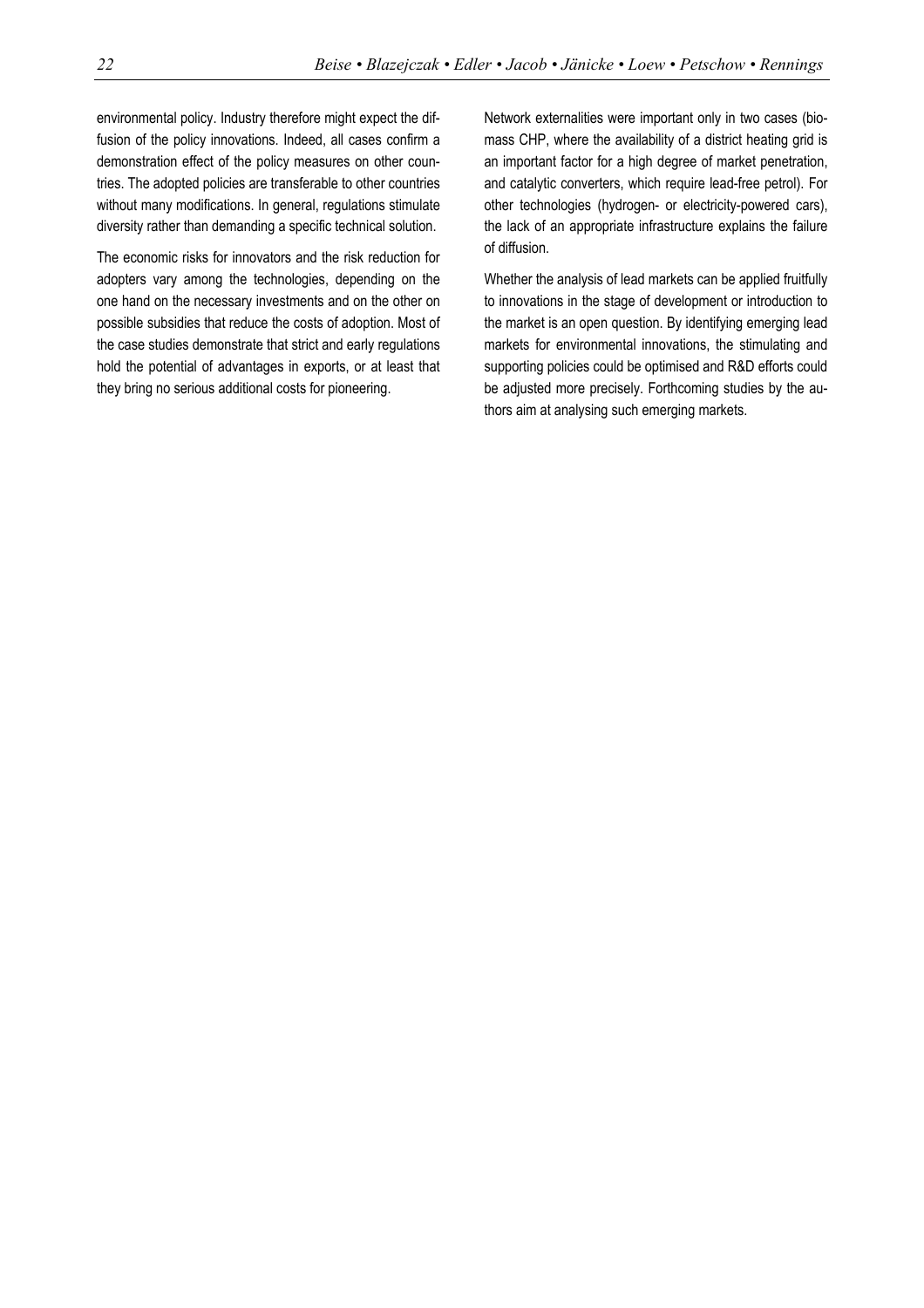environmental policy. Industry therefore might expect the diffusion of the policy innovations. Indeed, all cases confirm a demonstration effect of the policy measures on other countries. The adopted policies are transferable to other countries without many modifications. In general, regulations stimulate diversity rather than demanding a specific technical solution.

The economic risks for innovators and the risk reduction for adopters vary among the technologies, depending on the one hand on the necessary investments and on the other on possible subsidies that reduce the costs of adoption. Most of the case studies demonstrate that strict and early regulations hold the potential of advantages in exports, or at least that they bring no serious additional costs for pioneering.

Network externalities were important only in two cases (biomass CHP, where the availability of a district heating grid is an important factor for a high degree of market penetration, and catalytic converters, which require lead-free petrol). For other technologies (hydrogen- or electricity-powered cars), the lack of an appropriate infrastructure explains the failure of diffusion.

Whether the analysis of lead markets can be applied fruitfully to innovations in the stage of development or introduction to the market is an open question. By identifying emerging lead markets for environmental innovations, the stimulating and supporting policies could be optimised and R&D efforts could be adjusted more precisely. Forthcoming studies by the authors aim at analysing such emerging markets.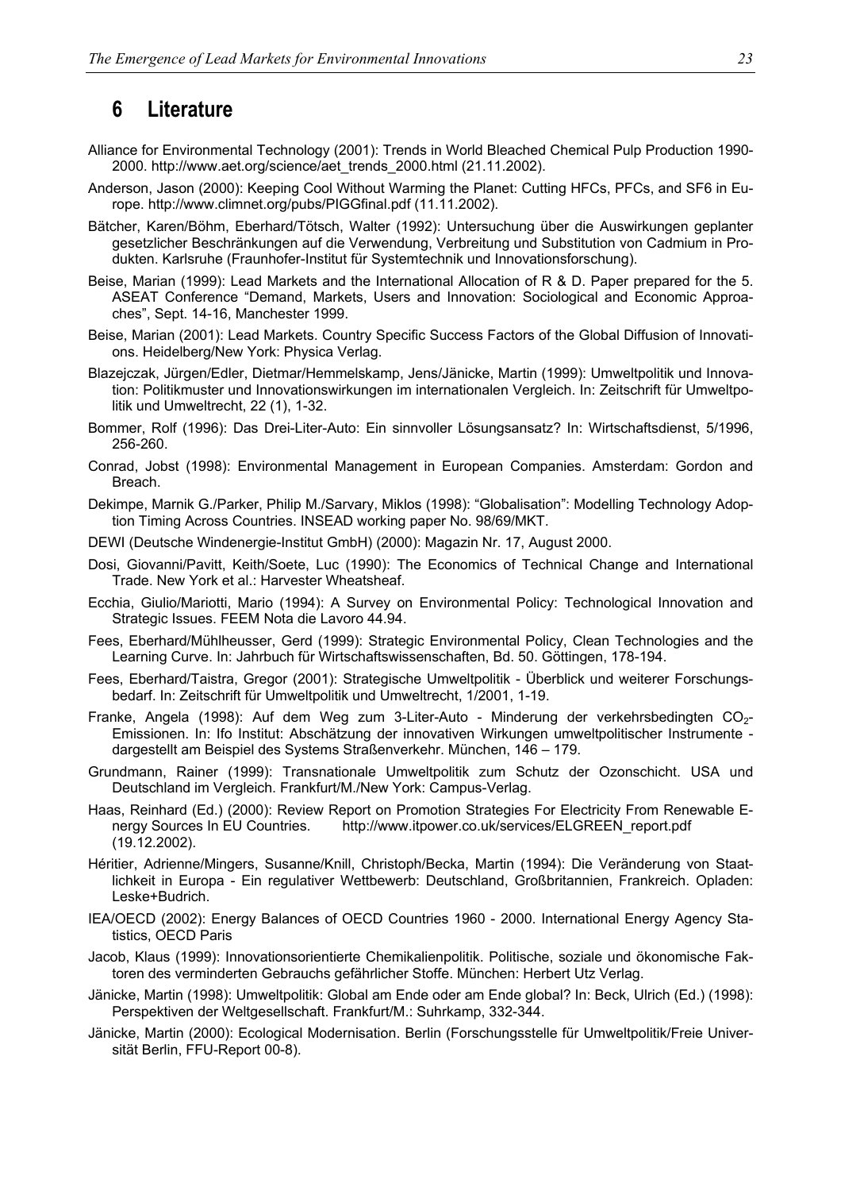## 6 Literature

Alliance for Environmental Technology (2001): Trends in World Bleached Chemical Pulp Production 1990-2000. http://www.aet.org/science/aet_trends_2000.html (21.11.2002).

Anderson, Jason (2000): Keeping Cool Without Warming the Planet: Cutting HFCs, PFCs, and SF6 in Europe. http://www.climnet.org/pubs/PIGGfinal.pdf (11.11.2002).

Bätcher, Karen/Böhm, Eberhard/Tötsch, Walter (1992): Untersuchung über die Auswirkungen geplanter gesetzlicher Beschränkungen auf die Verwendung, Verbreitung und Substitution von Cadmium in Produkten. Karlsruhe (Fraunhofer-Institut für Systemtechnik und Innovationsforschung).

Beise, Marian (1999): Lead Markets and the International Allocation of R & D. Paper prepared for the 5. ASEAT Conference "Demand, Markets, Users and Innovation: Sociological and Economic Approaches", Sept. 14-16, Manchester 1999.

Beise, Marian (2001): Lead Markets. Country Specific Success Factors of the Global Diffusion of Innovations. Heidelberg/New York: Physica Verlag.

Blazejczak, Jürgen/Edler, Dietmar/Hemmelskamp, Jens/Jänicke, Martin (1999): Umweltpolitik und Innovation: Politikmuster und Innovationswirkungen im internationalen Vergleich. In: Zeitschrift für Umweltpolitik und Umweltrecht, 22 (1), 1-32.

Bommer, Rolf (1996): Das Drei-Liter-Auto: Ein sinnvoller Lösungsansatz? In: Wirtschaftsdienst, 5/1996, 256-260.

Conrad, Jobst (1998): Environmental Management in European Companies. Amsterdam: Gordon and Breach.

Dekimpe, Marnik G./Parker, Philip M./Sarvary, Miklos (1998): "Globalisation": Modelling Technology Adoption Timing Across Countries. INSEAD working paper No. 98/69/MKT.

DEWI (Deutsche Windenergie-Institut GmbH) (2000): Magazin Nr. 17, August 2000.

Dosi, Giovanni/Pavitt, Keith/Soete, Luc (1990): The Economics of Technical Change and International Trade. New York et al.: Harvester Wheatsheaf.

Ecchia, Giulio/Mariotti, Mario (1994): A Survey on Environmental Policy: Technological Innovation and Strategic Issues. FEEM Nota die Lavoro 44.94.

Fees, Eberhard/Mühlheusser, Gerd (1999): Strategic Environmental Policy, Clean Technologies and the Learning Curve. In: Jahrbuch für Wirtschaftswissenschaften, Bd. 50. Göttingen, 178-194.

Fees, Eberhard/Taistra, Gregor (2001): Strategische Umweltpolitik - Überblick und weiterer Forschungsbedarf. In: Zeitschrift für Umweltpolitik und Umweltrecht, 1/2001, 1-19.

Franke, Angela (1998): Auf dem Weg zum 3-Liter-Auto - Minderung der verkehrsbedingten $CO_2$-Emissionen. In: Ifo Institut: Abschätzung der innovativen Wirkungen umweltpolitischer Instrumente - dargestellt am Beispiel des Systems Straßenverkehr. München, 146 – 179.

Grundmann, Rainer (1999): Transnationale Umweltpolitik zum Schutz der Ozonschicht. USA und Deutschland im Vergleich. Frankfurt/M./New York: Campus-Verlag.

Haas, Reinhard (Ed.) (2000): Review Report on Promotion Strategies For Electricity From Renewable Energy Sources In EU Countries. http://www.itpower.co.uk/services/ELGREEN_report.pdf (19.12.2002).

Héritier, Adrienne/Mingers, Susanne/Knill, Christoph/Becka, Martin (1994): Die Veränderung von Staatlichkeit in Europa - Ein regulativer Wettbewerb: Deutschland, Großbritannien, Frankreich. Opladen: Leske+Budrich.

IEA/OECD (2002): Energy Balances of OECD Countries 1960 - 2000. International Energy Agency Statistics, OECD Paris

Jacob, Klaus (1999): Innovationsorientierte Chemikalienpolitik. Politische, soziale und ökonomische Faktoren des verminderten Gebrauchs gefährlicher Stoffe. München: Herbert Utz Verlag.

Jänicke, Martin (1998): Umweltpolitik: Global am Ende oder am Ende global? In: Beck, Ulrich (Ed.) (1998): Perspektiven der Weltgesellschaft. Frankfurt/M.: Suhrkamp, 332-344.

Jänicke, Martin (2000): Ecological Modernisation. Berlin (Forschungsstelle für Umweltpolitik/Freie Universität Berlin, FFU-Report 00-8).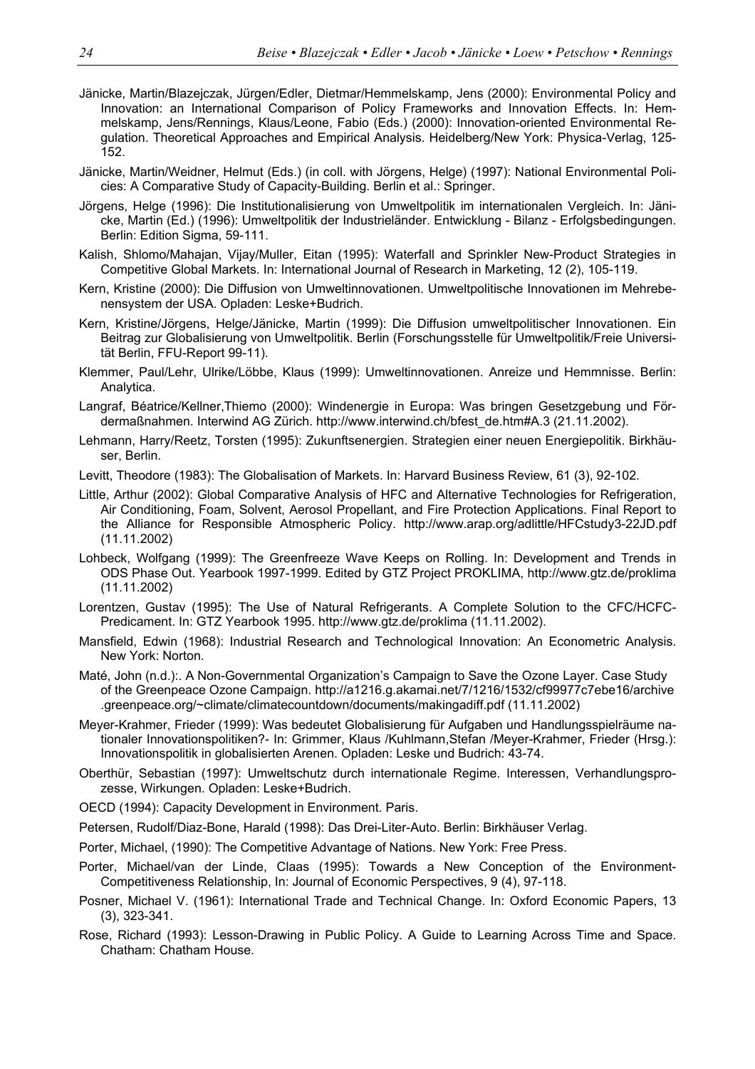Jänicke, Martin/Blazejczak, Jürgen/Edler, Dietmar/Hemmelskamp, Jens (2000): Environmental Policy and Innovation: an International Comparison of Policy Frameworks and Innovation Effects. In: Hemmelskamp, Jens/Rennings, Klaus/Leone, Fabio (Eds.) (2000): Innovation-oriented Environmental Regulation. Theoretical Approaches and Empirical Analysis. Heidelberg/New York: Physica-Verlag, 125-152.

Jänicke, Martin/Weidner, Helmut (Eds.) (in coll. with Jörgens, Helge) (1997): National Environmental Policies: A Comparative Study of Capacity-Building. Berlin et al.: Springer.

Jörgens, Helge (1996): Die Institutionalisierung von Umweltpolitik im internationalen Vergleich. In: Jänicke, Martin (Ed.) (1996): Umweltpolitik der Industrieländer. Entwicklung - Bilanz - Erfolgsbedingungen. Berlin: Edition Sigma, 59-111.

Kalish, Shlomo/Mahajan, Vijay/Muller, Eitan (1995): Waterfall and Sprinkler New-Product Strategies in Competitive Global Markets. In: International Journal of Research in Marketing, 12 (2), 105-119.

Kern, Kristine (2000): Die Diffusion von Umweltinnovationen. Umweltpolitische Innovationen im Mehrebenensystem der USA. Opladen: Leske+Budrich.

Kern, Kristine/Jörgens, Helge/Jänicke, Martin (1999): Die Diffusion umweltpolitischer Innovationen. Ein Beitrag zur Globalisierung von Umweltpolitik. Berlin (Forschungsstelle für Umweltpolitik/Freie Universität Berlin, FFU-Report 99-11).

Klemmer, Paul/Lehr, Ulrike/Löbbe, Klaus (1999): Umweltinnovationen. Anreize und Hemmnisse. Berlin: Analytica.

Langraf, Béatrice/Kellner,Thiemo (2000): Windenergie in Europa: Was bringen Gesetzgebung und Fördermaßnahmen. Interwind AG Zürich. http://www.interwind.ch/bfest_de.htm#A.3 (21.11.2002).

Lehmann, Harry/Reetz, Torsten (1995): Zukunftsenergien. Strategien einer neuen Energiepolitik. Birkhäuser, Berlin.

Levitt, Theodore (1983): The Globalisation of Markets. In: Harvard Business Review, 61 (3), 92-102.

Little, Arthur (2002): Global Comparative Analysis of HFC and Alternative Technologies for Refrigeration, Air Conditioning, Foam, Solvent, Aerosol Propellant, and Fire Protection Applications. Final Report to the Alliance for Responsible Atmospheric Policy. http://www.arap.org/adlittle/HFCstudy3-22JD.pdf (11.11.2002)

Lohbeck, Wolfgang (1999): The Greenfreeze Wave Keeps on Rolling. In: Development and Trends in ODS Phase Out. Yearbook 1997-1999. Edited by GTZ Project PROKLIMA, http://www.gtz.de/proklima (11.11.2002)

Lorentzen, Gustav (1995): The Use of Natural Refrigerants. A Complete Solution to the CFC/HCFC-Predicament. In: GTZ Yearbook 1995. http://www.gtz.de/proklima (11.11.2002).

Mansfield, Edwin (1968): Industrial Research and Technological Innovation: An Econometric Analysis. New York: Norton.

Maté, John (n.d.):. A Non-Governmental Organization's Campaign to Save the Ozone Layer. Case Study of the Greenpeace Ozone Campaign. http://a1216.g.akamai.net/7/1216/1532/cf99977c7ebe16/archive.greenpeace.org/~climate/climatecountdown/documents/makingadiff.pdf (11.11.2002)

Meyer-Krahmer, Frieder (1999): Was bedeutet Globalisierung für Aufgaben und Handlungsspielräume nationaler Innovationspolitiken?- In: Grimmer, Klaus /Kuhlmann,Stefan /Meyer-Krahmer, Frieder (Hrsg.): Innovationspolitik in globalisierten Arenen. Opladen: Leske und Budrich: 43-74.

Oberthür, Sebastian (1997): Umweltschutz durch internationale Regime. Interessen, Verhandlungsprozesse, Wirkungen. Opladen: Leske+Budrich.

OECD (1994): Capacity Development in Environment. Paris.

Petersen, Rudolf/Diaz-Bone, Harald (1998): Das Drei-Liter-Auto. Berlin: Birkhäuser Verlag.

Porter, Michael, (1990): The Competitive Advantage of Nations. New York: Free Press.

Porter, Michael/van der Linde, Claas (1995): Towards a New Conception of the Environment-Competitiveness Relationship, In: Journal of Economic Perspectives, 9 (4), 97-118.

Posner, Michael V. (1961): International Trade and Technical Change. In: Oxford Economic Papers, 13 (3), 323-341.

Rose, Richard (1993): Lesson-Drawing in Public Policy. A Guide to Learning Across Time and Space. Chatham: Chatham House.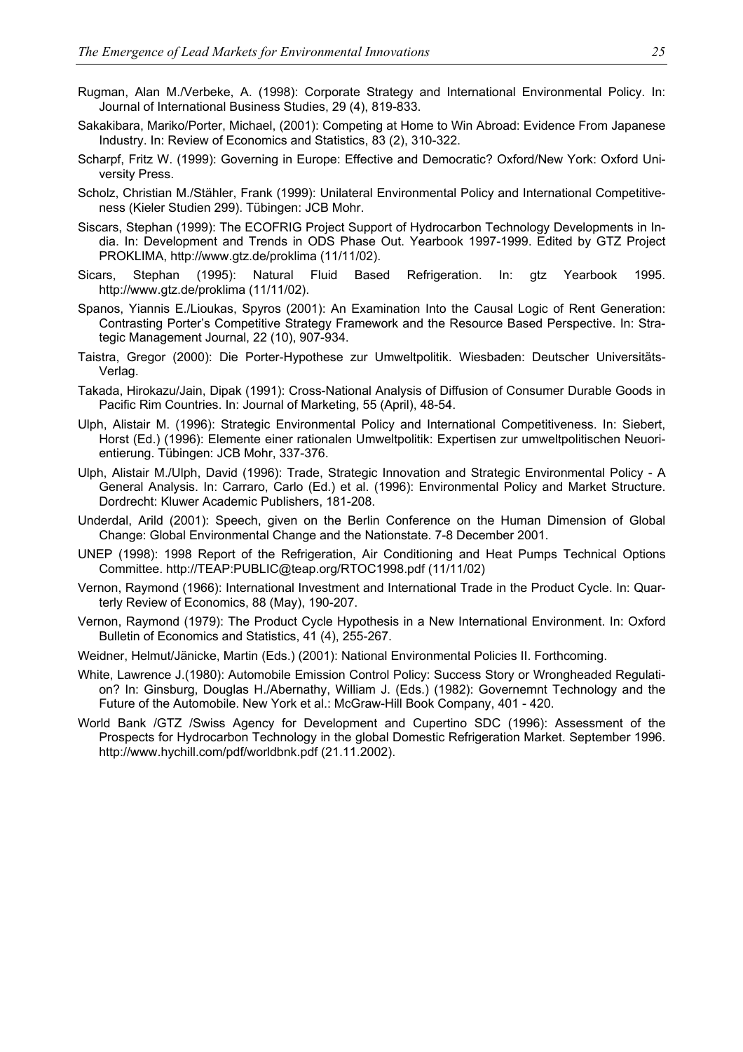Rugman, Alan M./Verbeke, A. (1998): Corporate Strategy and International Environmental Policy. In: Journal of International Business Studies, 29 (4), 819-833.

Sakakibara, Mariko/Porter, Michael, (2001): Competing at Home to Win Abroad: Evidence From Japanese Industry. In: Review of Economics and Statistics, 83 (2), 310-322.

Scharpf, Fritz W. (1999): Governing in Europe: Effective and Democratic? Oxford/New York: Oxford University Press.

Scholz, Christian M./Stähler, Frank (1999): Unilateral Environmental Policy and International Competitiveness (Kieler Studien 299). Tübingen: JCB Mohr.

Siscars, Stephan (1999): The ECOFRIG Project Support of Hydrocarbon Technology Developments in India. In: Development and Trends in ODS Phase Out. Yearbook 1997-1999. Edited by GTZ Project PROKLIMA, http://www.gtz.de/proklima (11/11/02).

Sicars, Stephan (1995): Natural Fluid Based Refrigeration. In: gtz Yearbook 1995. http://www.gtz.de/proklima (11/11/02).

Spanos, Yiannis E./Lioukas, Spyros (2001): An Examination Into the Causal Logic of Rent Generation: Contrasting Porter's Competitive Strategy Framework and the Resource Based Perspective. In: Strategic Management Journal, 22 (10), 907-934.

Taistra, Gregor (2000): Die Porter-Hypothese zur Umweltpolitik. Wiesbaden: Deutscher Universitäts-Verlag.

Takada, Hirokazu/Jain, Dipak (1991): Cross-National Analysis of Diffusion of Consumer Durable Goods in Pacific Rim Countries. In: Journal of Marketing, 55 (April), 48-54.

Ulph, Alistair M. (1996): Strategic Environmental Policy and International Competitiveness. In: Siebert, Horst (Ed.) (1996): Elemente einer rationalen Umweltpolitik: Expertisen zur umweltpolitischen Neuorientierung. Tübingen: JCB Mohr, 337-376.

Ulph, Alistair M./Ulph, David (1996): Trade, Strategic Innovation and Strategic Environmental Policy - A General Analysis. In: Carraro, Carlo (Ed.) et al. (1996): Environmental Policy and Market Structure. Dordrecht: Kluwer Academic Publishers, 181-208.

Underdal, Arild (2001): Speech, given on the Berlin Conference on the Human Dimension of Global Change: Global Environmental Change and the Nationstate. 7-8 December 2001.

UNEP (1998): 1998 Report of the Refrigeration, Air Conditioning and Heat Pumps Technical Options Committee. http://TEAP:PUBLIC@teap.org/RTOC1998.pdf (11/11/02)

Vernon, Raymond (1966): International Investment and International Trade in the Product Cycle. In: Quarterly Review of Economics, 88 (May), 190-207.

Vernon, Raymond (1979): The Product Cycle Hypothesis in a New International Environment. In: Oxford Bulletin of Economics and Statistics, 41 (4), 255-267.

Weidner, Helmut/Jänicke, Martin (Eds.) (2001): National Environmental Policies II. Forthcoming.

White, Lawrence J.(1980): Automobile Emission Control Policy: Success Story or Wrongheaded Regulation? In: Ginsburg, Douglas H./Abernathy, William J. (Eds.) (1982): Governemnt Technology and the Future of the Automobile. New York et al.: McGraw-Hill Book Company, 401 - 420.

World Bank /GTZ /Swiss Agency for Development and Cupertino SDC (1996): Assessment of the Prospects for Hydrocarbon Technology in the global Domestic Refrigeration Market. September 1996. http://www.hychill.com/pdf/worldbnk.pdf (21.11.2002).